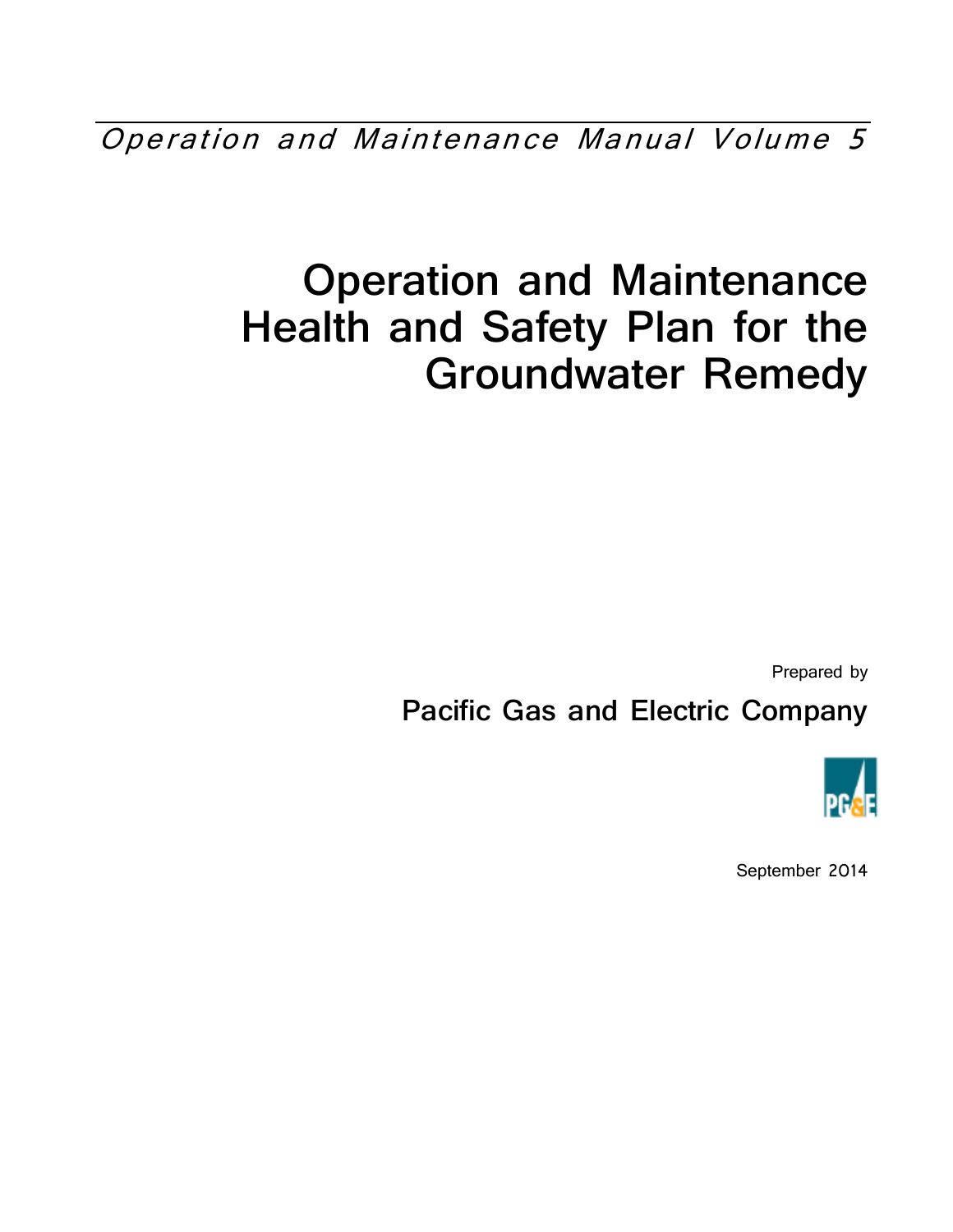*Operation and Maintenance Manual Volume 5*

# Operation and Maintenance Health and Safety Plan for the Groundwater Remedy

Prepared by

**Pacific Gas and Electric Company**

September 2014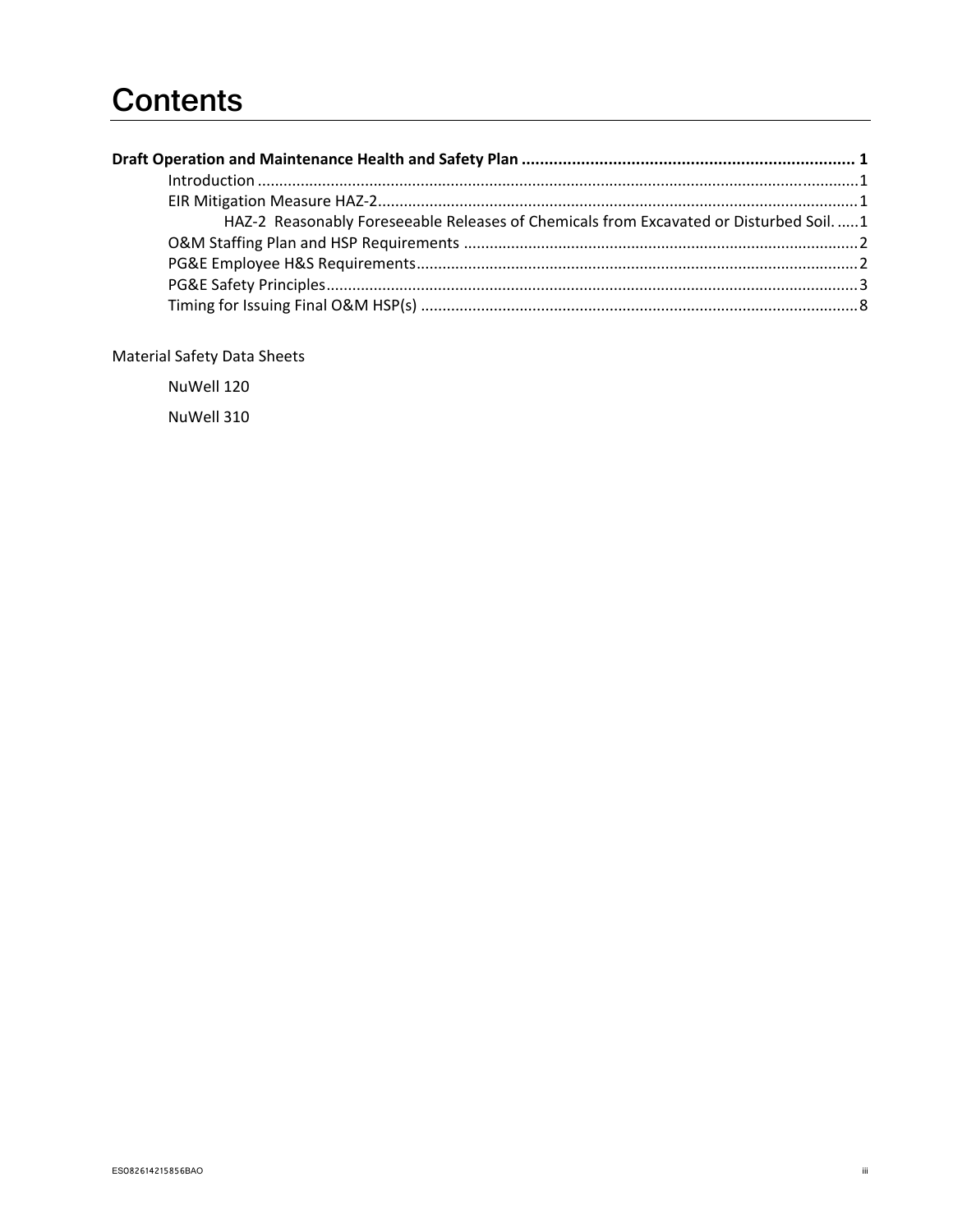# Contents

**Draft Operation and Maintenance Health and Safety Plan ........................................................................ 1**

- Introduction ........................................................................................................................................ 1
- EIR Mitigation Measure HAZ-2 .......................................................................................................... 1
  - HAZ-2 Reasonably Foreseeable Releases of Chemicals from Excavated or Disturbed Soil. ..... 1
- O&M Staffing Plan and HSP Requirements .......................................................................................... 2
- PG&E Employee H&S Requirements ..................................................................................................... 2
- PG&E Safety Principles .......................................................................................................................... 3
- Timing for Issuing Final O&M HSP(s) .................................................................................................... 8

Material Safety Data Sheets

- NuWell 120
- NuWell 310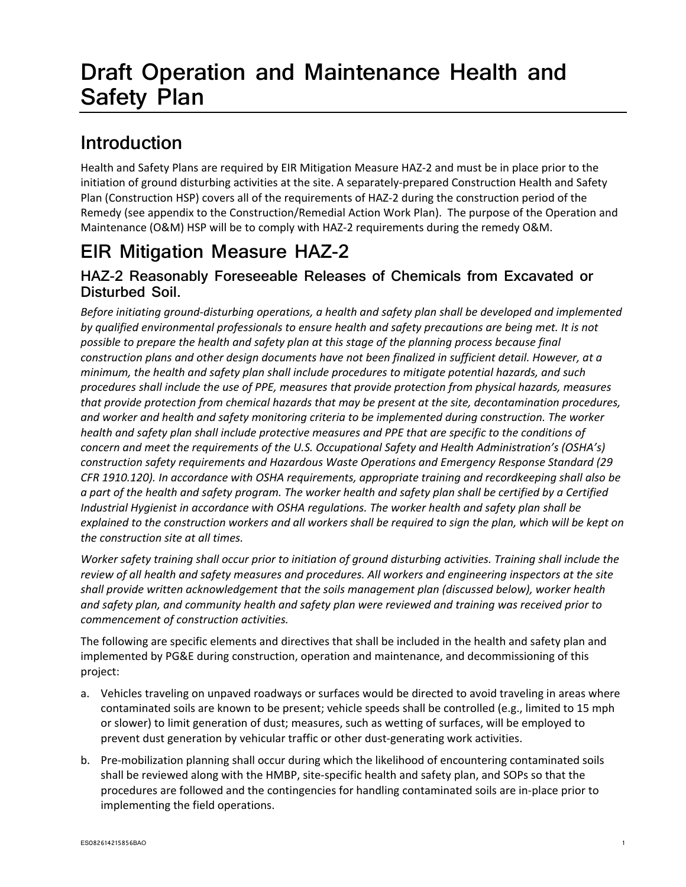# Draft Operation and Maintenance Health and Safety Plan

## Introduction

Health and Safety Plans are required by EIR Mitigation Measure HAZ-2 and must be in place prior to the initiation of ground disturbing activities at the site. A separately-prepared Construction Health and Safety Plan (Construction HSP) covers all of the requirements of HAZ-2 during the construction period of the Remedy (see appendix to the Construction/Remedial Action Work Plan). The purpose of the Operation and Maintenance (O&M) HSP will be to comply with HAZ-2 requirements during the remedy O&M.

## EIR Mitigation Measure HAZ-2

### HAZ-2 Reasonably Foreseeable Releases of Chemicals from Excavated or Disturbed Soil.

*Before initiating ground-disturbing operations, a health and safety plan shall be developed and implemented by qualified environmental professionals to ensure health and safety precautions are being met. It is not possible to prepare the health and safety plan at this stage of the planning process because final construction plans and other design documents have not been finalized in sufficient detail. However, at a minimum, the health and safety plan shall include procedures to mitigate potential hazards, and such procedures shall include the use of PPE, measures that provide protection from physical hazards, measures that provide protection from chemical hazards that may be present at the site, decontamination procedures, and worker and health and safety monitoring criteria to be implemented during construction. The worker health and safety plan shall include protective measures and PPE that are specific to the conditions of concern and meet the requirements of the U.S. Occupational Safety and Health Administration's (OSHA's) construction safety requirements and Hazardous Waste Operations and Emergency Response Standard (29 CFR 1910.120). In accordance with OSHA requirements, appropriate training and recordkeeping shall also be a part of the health and safety program. The worker health and safety plan shall be certified by a Certified Industrial Hygienist in accordance with OSHA regulations. The worker health and safety plan shall be explained to the construction workers and all workers shall be required to sign the plan, which will be kept on the construction site at all times.*

*Worker safety training shall occur prior to initiation of ground disturbing activities. Training shall include the review of all health and safety measures and procedures. All workers and engineering inspectors at the site shall provide written acknowledgement that the soils management plan (discussed below), worker health and safety plan, and community health and safety plan were reviewed and training was received prior to commencement of construction activities.*

The following are specific elements and directives that shall be included in the health and safety plan and implemented by PG&E during construction, operation and maintenance, and decommissioning of this project:

a. Vehicles traveling on unpaved roadways or surfaces would be directed to avoid traveling in areas where contaminated soils are known to be present; vehicle speeds shall be controlled (e.g., limited to 15 mph or slower) to limit generation of dust; measures, such as wetting of surfaces, will be employed to prevent dust generation by vehicular traffic or other dust-generating work activities.

b. Pre-mobilization planning shall occur during which the likelihood of encountering contaminated soils shall be reviewed along with the HMBP, site-specific health and safety plan, and SOPs so that the procedures are followed and the contingencies for handling contaminated soils are in-place prior to implementing the field operations.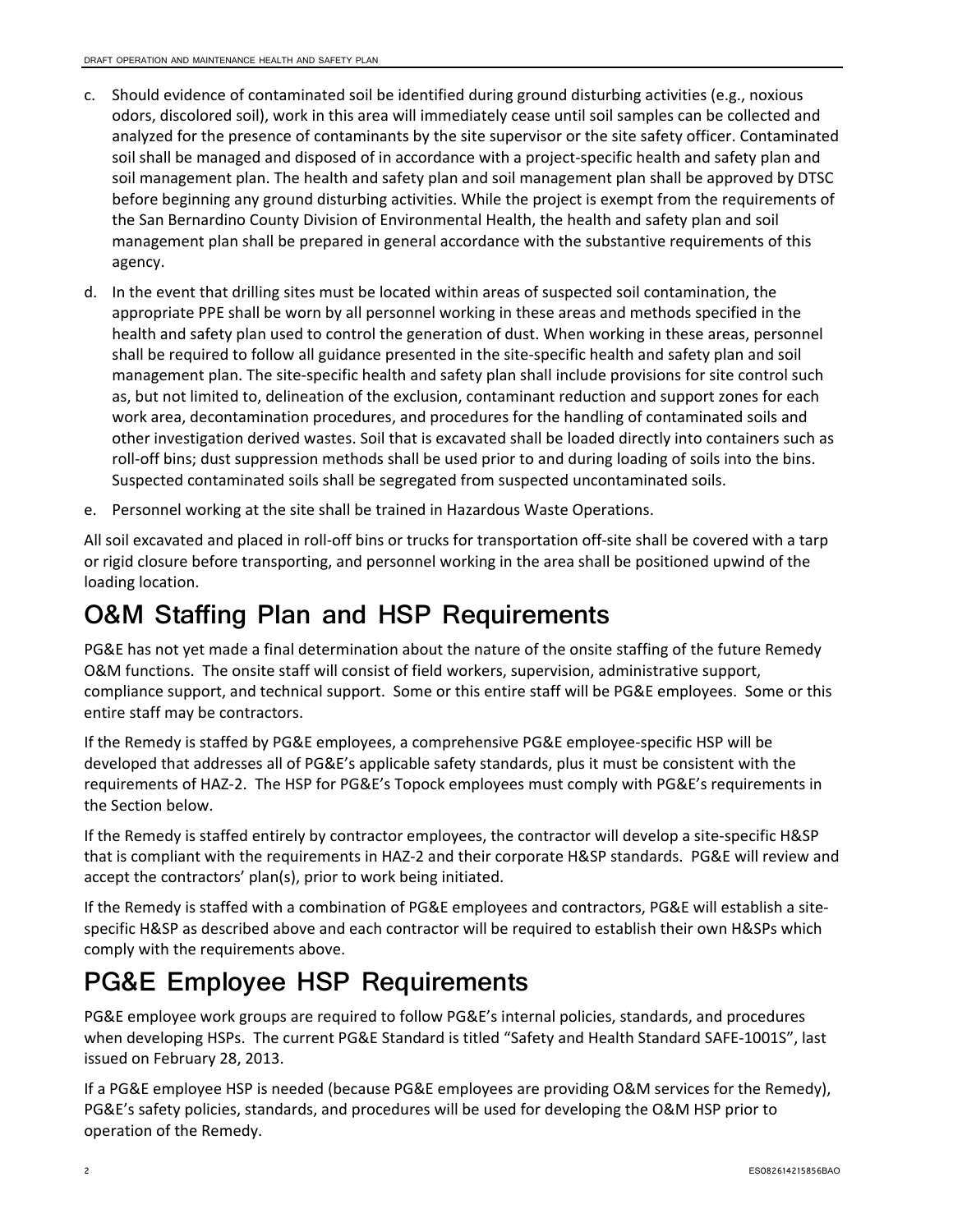c. Should evidence of contaminated soil be identified during ground disturbing activities (e.g., noxious odors, discolored soil), work in this area will immediately cease until soil samples can be collected and analyzed for the presence of contaminants by the site supervisor or the site safety officer. Contaminated soil shall be managed and disposed of in accordance with a project-specific health and safety plan and soil management plan. The health and safety plan and soil management plan shall be approved by DTSC before beginning any ground disturbing activities. While the project is exempt from the requirements of the San Bernardino County Division of Environmental Health, the health and safety plan and soil management plan shall be prepared in general accordance with the substantive requirements of this agency.

d. In the event that drilling sites must be located within areas of suspected soil contamination, the appropriate PPE shall be worn by all personnel working in these areas and methods specified in the health and safety plan used to control the generation of dust. When working in these areas, personnel shall be required to follow all guidance presented in the site-specific health and safety plan and soil management plan. The site-specific health and safety plan shall include provisions for site control such as, but not limited to, delineation of the exclusion, contaminant reduction and support zones for each work area, decontamination procedures, and procedures for the handling of contaminated soils and other investigation derived wastes. Soil that is excavated shall be loaded directly into containers such as roll-off bins; dust suppression methods shall be used prior to and during loading of soils into the bins. Suspected contaminated soils shall be segregated from suspected uncontaminated soils.

e. Personnel working at the site shall be trained in Hazardous Waste Operations.

All soil excavated and placed in roll-off bins or trucks for transportation off-site shall be covered with a tarp or rigid closure before transporting, and personnel working in the area shall be positioned upwind of the loading location.

# O&M Staffing Plan and HSP Requirements

PG&E has not yet made a final determination about the nature of the onsite staffing of the future Remedy O&M functions. The onsite staff will consist of field workers, supervision, administrative support, compliance support, and technical support. Some or this entire staff will be PG&E employees. Some or this entire staff may be contractors.

If the Remedy is staffed by PG&E employees, a comprehensive PG&E employee-specific HSP will be developed that addresses all of PG&E's applicable safety standards, plus it must be consistent with the requirements of HAZ-2. The HSP for PG&E's Topock employees must comply with PG&E's requirements in the Section below.

If the Remedy is staffed entirely by contractor employees, the contractor will develop a site-specific H&SP that is compliant with the requirements in HAZ-2 and their corporate H&SP standards. PG&E will review and accept the contractors' plan(s), prior to work being initiated.

If the Remedy is staffed with a combination of PG&E employees and contractors, PG&E will establish a site-specific H&SP as described above and each contractor will be required to establish their own H&SPs which comply with the requirements above.

# PG&E Employee HSP Requirements

PG&E employee work groups are required to follow PG&E's internal policies, standards, and procedures when developing HSPs. The current PG&E Standard is titled "Safety and Health Standard SAFE-1001S", last issued on February 28, 2013.

If a PG&E employee HSP is needed (because PG&E employees are providing O&M services for the Remedy), PG&E's safety policies, standards, and procedures will be used for developing the O&M HSP prior to operation of the Remedy.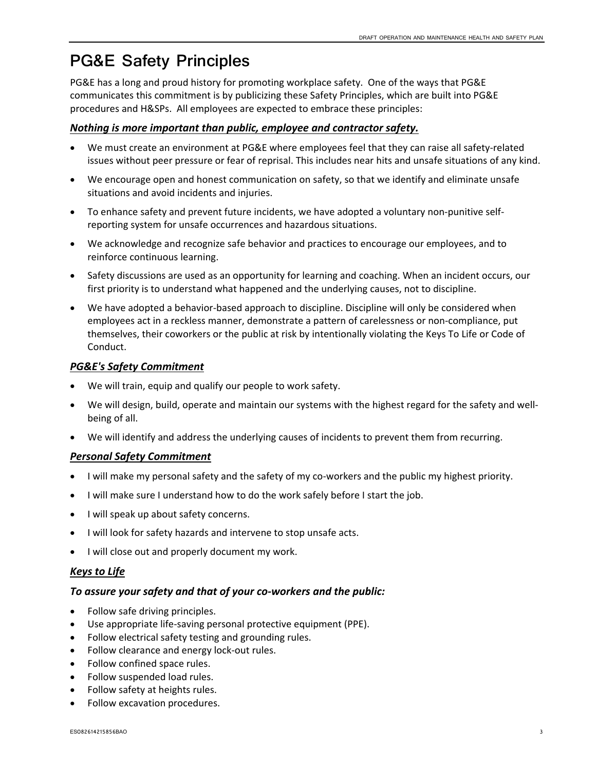# PG&E Safety Principles

PG&E has a long and proud history for promoting workplace safety. One of the ways that PG&E communicates this commitment is by publicizing these Safety Principles, which are built into PG&E procedures and H&SPs. All employees are expected to embrace these principles:

***Nothing is more important than public, employee and contractor safety.***

- We must create an environment at PG&E where employees feel that they can raise all safety-related issues without peer pressure or fear of reprisal. This includes near hits and unsafe situations of any kind.
- We encourage open and honest communication on safety, so that we identify and eliminate unsafe situations and avoid incidents and injuries.
- To enhance safety and prevent future incidents, we have adopted a voluntary non-punitive self-reporting system for unsafe occurrences and hazardous situations.
- We acknowledge and recognize safe behavior and practices to encourage our employees, and to reinforce continuous learning.
- Safety discussions are used as an opportunity for learning and coaching. When an incident occurs, our first priority is to understand what happened and the underlying causes, not to discipline.
- We have adopted a behavior-based approach to discipline. Discipline will only be considered when employees act in a reckless manner, demonstrate a pattern of carelessness or non-compliance, put themselves, their coworkers or the public at risk by intentionally violating the Keys To Life or Code of Conduct.

***PG&E's Safety Commitment***

- We will train, equip and qualify our people to work safety.
- We will design, build, operate and maintain our systems with the highest regard for the safety and well-being of all.
- We will identify and address the underlying causes of incidents to prevent them from recurring.

***Personal Safety Commitment***

- I will make my personal safety and the safety of my co-workers and the public my highest priority.
- I will make sure I understand how to do the work safely before I start the job.
- I will speak up about safety concerns.
- I will look for safety hazards and intervene to stop unsafe acts.
- I will close out and properly document my work.

***Keys to Life***

***To assure your safety and that of your co-workers and the public:***

- Follow safe driving principles.
- Use appropriate life-saving personal protective equipment (PPE).
- Follow electrical safety testing and grounding rules.
- Follow clearance and energy lock-out rules.
- Follow confined space rules.
- Follow suspended load rules.
- Follow safety at heights rules.
- Follow excavation procedures.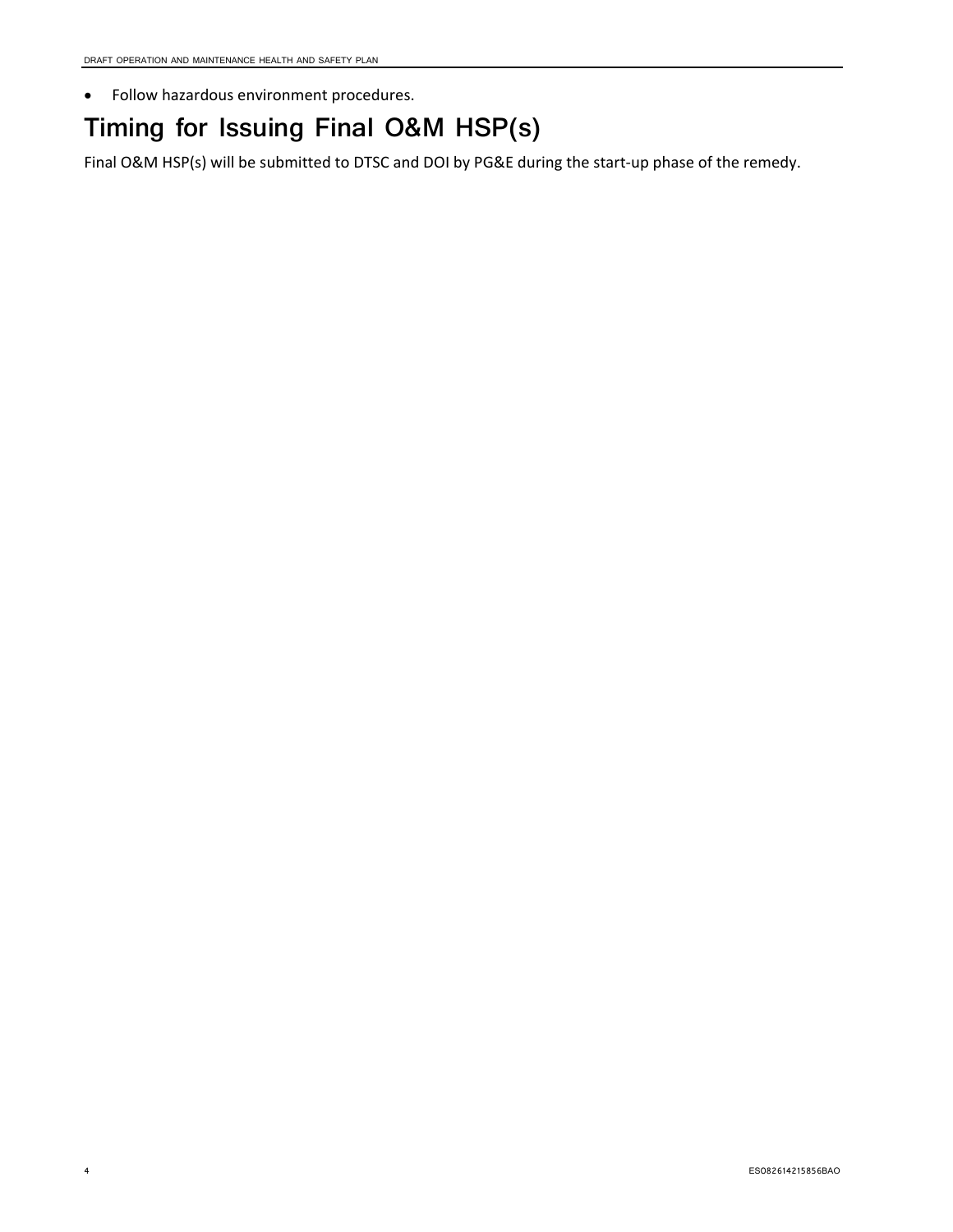- Follow hazardous environment procedures.

## Timing for Issuing Final O&M HSP(s)

Final O&M HSP(s) will be submitted to DTSC and DOI by PG&E during the start-up phase of the remedy.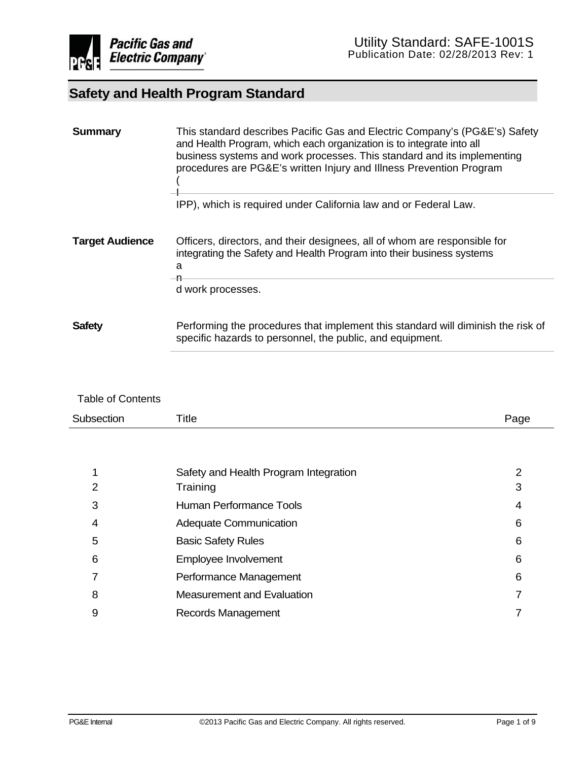Utility Standard: SAFE-1001S
Publication Date: 02/28/2013 Rev: 1

# Safety and Health Program Standard

| | |
|---|---|
| **Summary** | This standard describes Pacific Gas and Electric Company's (PG&E's) Safety and Health Program, which each organization is to integrate into all business systems and work processes. This standard and its implementing procedures are PG&E's written Injury and Illness Prevention Program (IIPP), which is required under California law and or Federal Law. |
| **Target Audience** | Officers, directors, and their designees, all of whom are responsible for integrating the Safety and Health Program into their business systems and work processes. |
| **Safety** | Performing the procedures that implement this standard will diminish the risk of specific hazards to personnel, the public, and equipment. |

Table of Contents

| Subsection | Title | Page |
|---|---|---|
| 1 | Safety and Health Program Integration | 2 |
| 2 | Training | 3 |
| 3 | Human Performance Tools | 4 |
| 4 | Adequate Communication | 6 |
| 5 | Basic Safety Rules | 6 |
| 6 | Employee Involvement | 6 |
| 7 | Performance Management | 6 |
| 8 | Measurement and Evaluation | 7 |
| 9 | Records Management | 7 |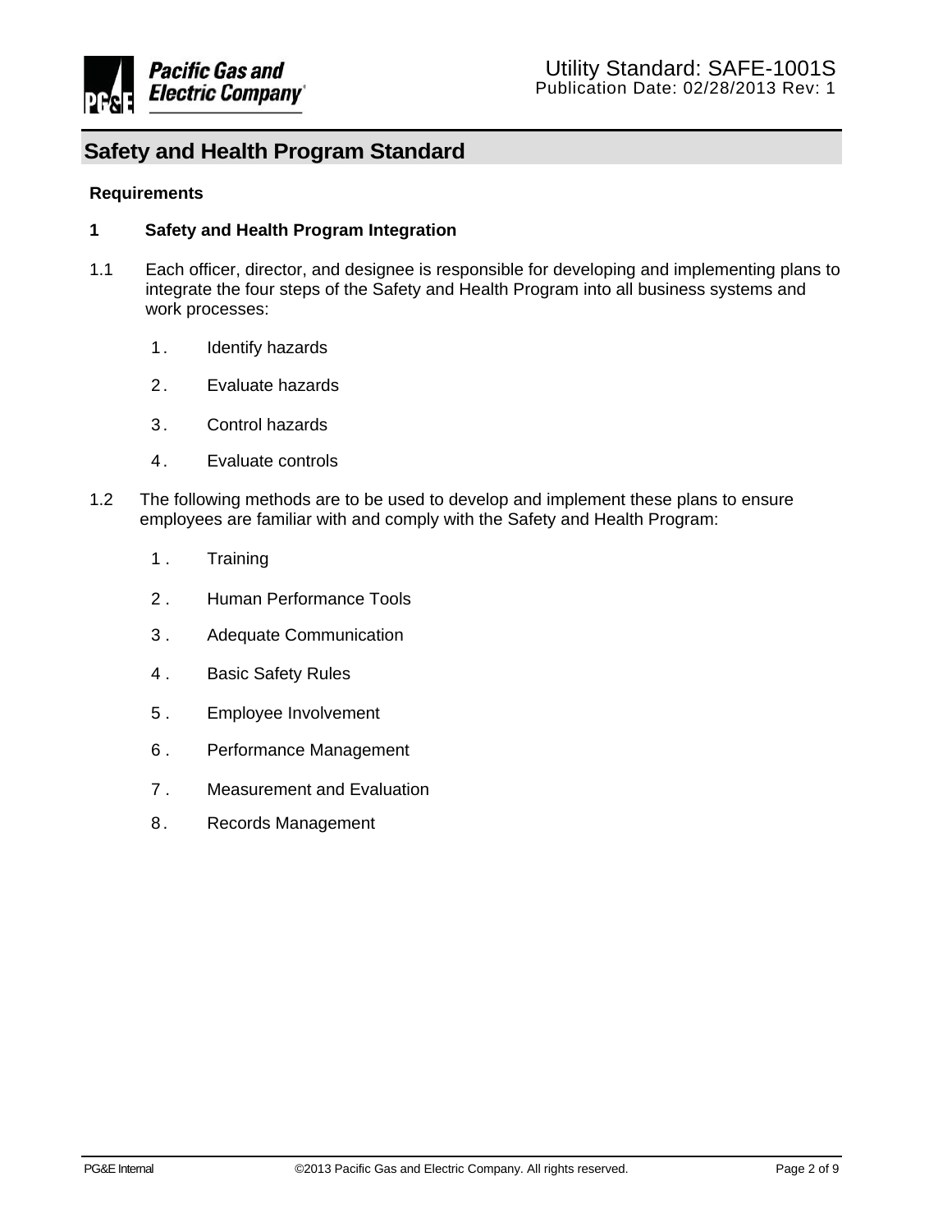# Safety and Health Program Standard

**Requirements**

## 1 Safety and Health Program Integration

1.1 Each officer, director, and designee is responsible for developing and implementing plans to integrate the four steps of the Safety and Health Program into all business systems and work processes:

1. Identify hazards
2. Evaluate hazards
3. Control hazards
4. Evaluate controls

1.2 The following methods are to be used to develop and implement these plans to ensure employees are familiar with and comply with the Safety and Health Program:

1. Training
2. Human Performance Tools
3. Adequate Communication
4. Basic Safety Rules
5. Employee Involvement
6. Performance Management
7. Measurement and Evaluation
8. Records Management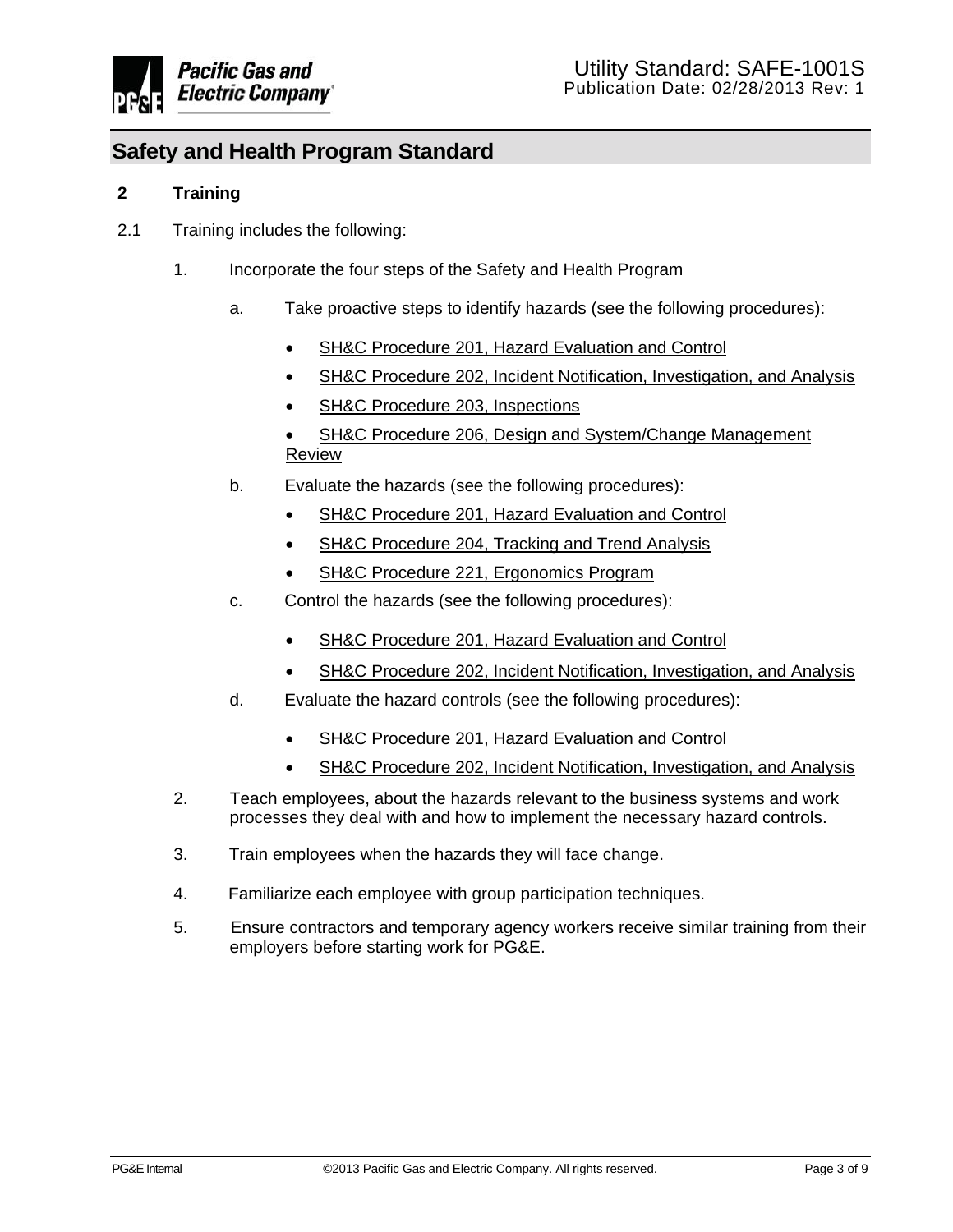## 2 Training

2.1 Training includes the following:

1. Incorporate the four steps of the Safety and Health Program

   a. Take proactive steps to identify hazards (see the following procedures):

      - SH&C Procedure 201, Hazard Evaluation and Control
      - SH&C Procedure 202, Incident Notification, Investigation, and Analysis
      - SH&C Procedure 203, Inspections
      - SH&C Procedure 206, Design and System/Change Management Review

   b. Evaluate the hazards (see the following procedures):

      - SH&C Procedure 201, Hazard Evaluation and Control
      - SH&C Procedure 204, Tracking and Trend Analysis
      - SH&C Procedure 221, Ergonomics Program

   c. Control the hazards (see the following procedures):

      - SH&C Procedure 201, Hazard Evaluation and Control
      - SH&C Procedure 202, Incident Notification, Investigation, and Analysis

   d. Evaluate the hazard controls (see the following procedures):

      - SH&C Procedure 201, Hazard Evaluation and Control
      - SH&C Procedure 202, Incident Notification, Investigation, and Analysis

2. Teach employees, about the hazards relevant to the business systems and work processes they deal with and how to implement the necessary hazard controls.

3. Train employees when the hazards they will face change.

4. Familiarize each employee with group participation techniques.

5. Ensure contractors and temporary agency workers receive similar training from their employers before starting work for PG&E.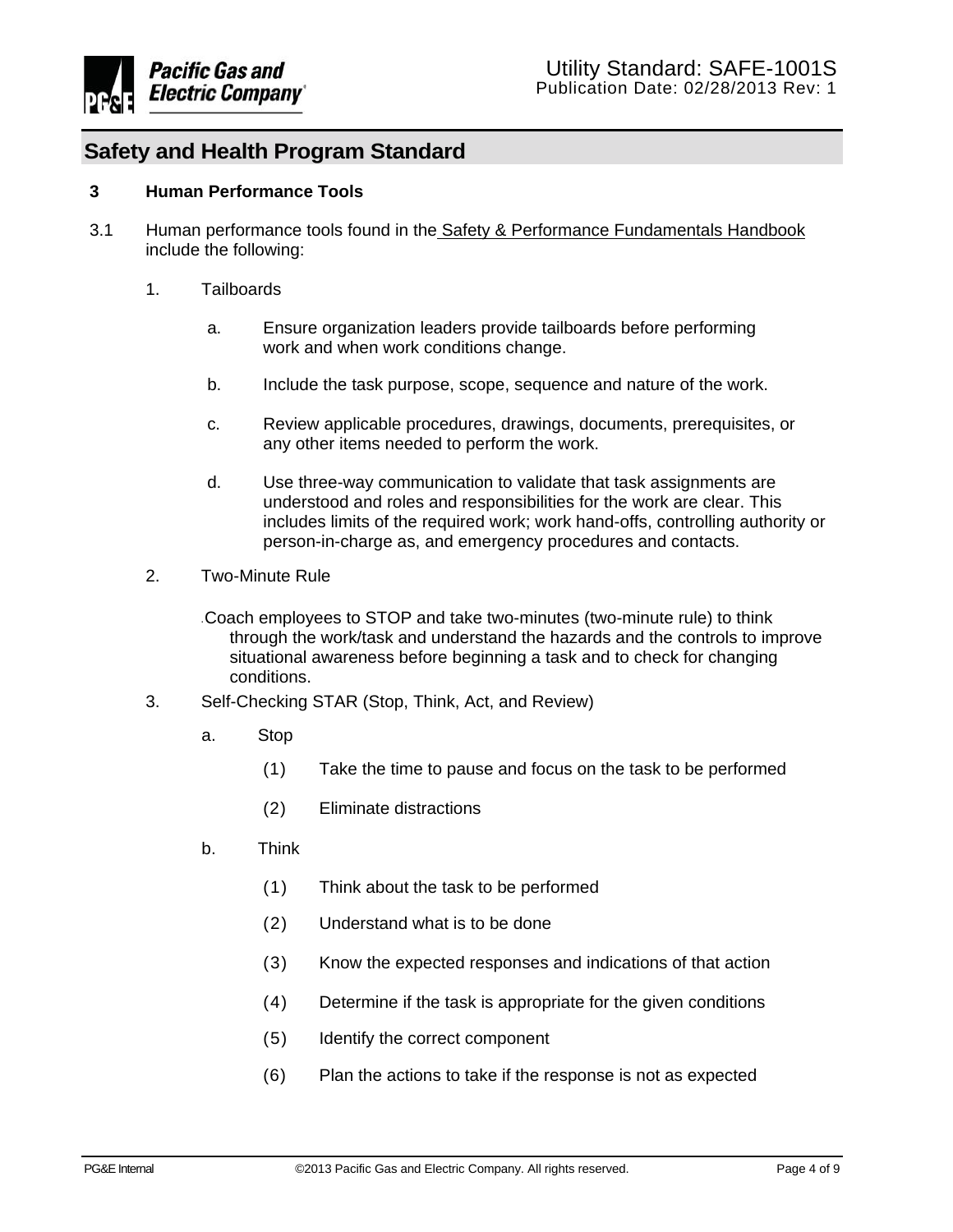## Safety and Health Program Standard

### 3 Human Performance Tools

3.1 Human performance tools found in the Safety & Performance Fundamentals Handbook include the following:

1. Tailboards

   a. Ensure organization leaders provide tailboards before performing work and when work conditions change.

   b. Include the task purpose, scope, sequence and nature of the work.

   c. Review applicable procedures, drawings, documents, prerequisites, or any other items needed to perform the work.

   d. Use three-way communication to validate that task assignments are understood and roles and responsibilities for the work are clear. This includes limits of the required work; work hand-offs, controlling authority or person-in-charge as, and emergency procedures and contacts.

2. Two-Minute Rule

   - Coach employees to STOP and take two-minutes (two-minute rule) to think through the work/task and understand the hazards and the controls to improve situational awareness before beginning a task and to check for changing conditions.

3. Self-Checking STAR (Stop, Think, Act, and Review)

   a. Stop

      (1) Take the time to pause and focus on the task to be performed

      (2) Eliminate distractions

   b. Think

      (1) Think about the task to be performed

      (2) Understand what is to be done

      (3) Know the expected responses and indications of that action

      (4) Determine if the task is appropriate for the given conditions

      (5) Identify the correct component

      (6) Plan the actions to take if the response is not as expected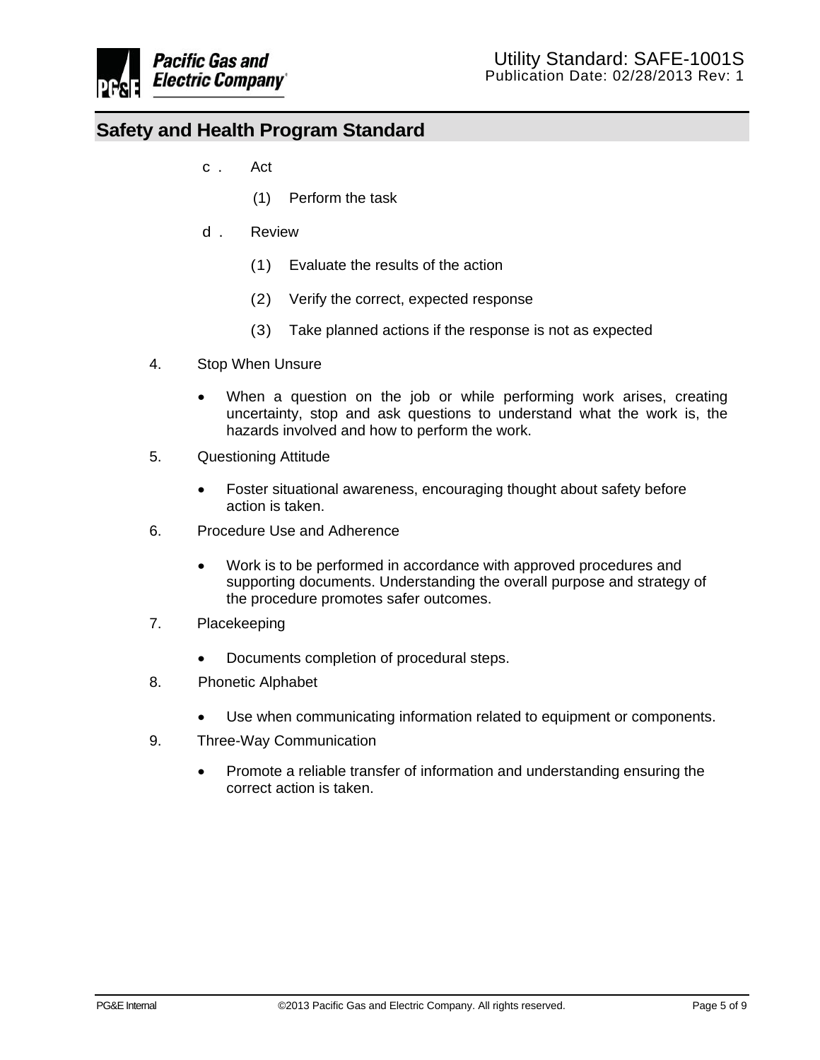c. Act

   (1) Perform the task

d. Review

   (1) Evaluate the results of the action

   (2) Verify the correct, expected response

   (3) Take planned actions if the response is not as expected

4. Stop When Unsure

   - When a question on the job or while performing work arises, creating uncertainty, stop and ask questions to understand what the work is, the hazards involved and how to perform the work.

5. Questioning Attitude

   - Foster situational awareness, encouraging thought about safety before action is taken.

6. Procedure Use and Adherence

   - Work is to be performed in accordance with approved procedures and supporting documents. Understanding the overall purpose and strategy of the procedure promotes safer outcomes.

7. Placekeeping

   - Documents completion of procedural steps.

8. Phonetic Alphabet

   - Use when communicating information related to equipment or components.

9. Three-Way Communication

   - Promote a reliable transfer of information and understanding ensuring the correct action is taken.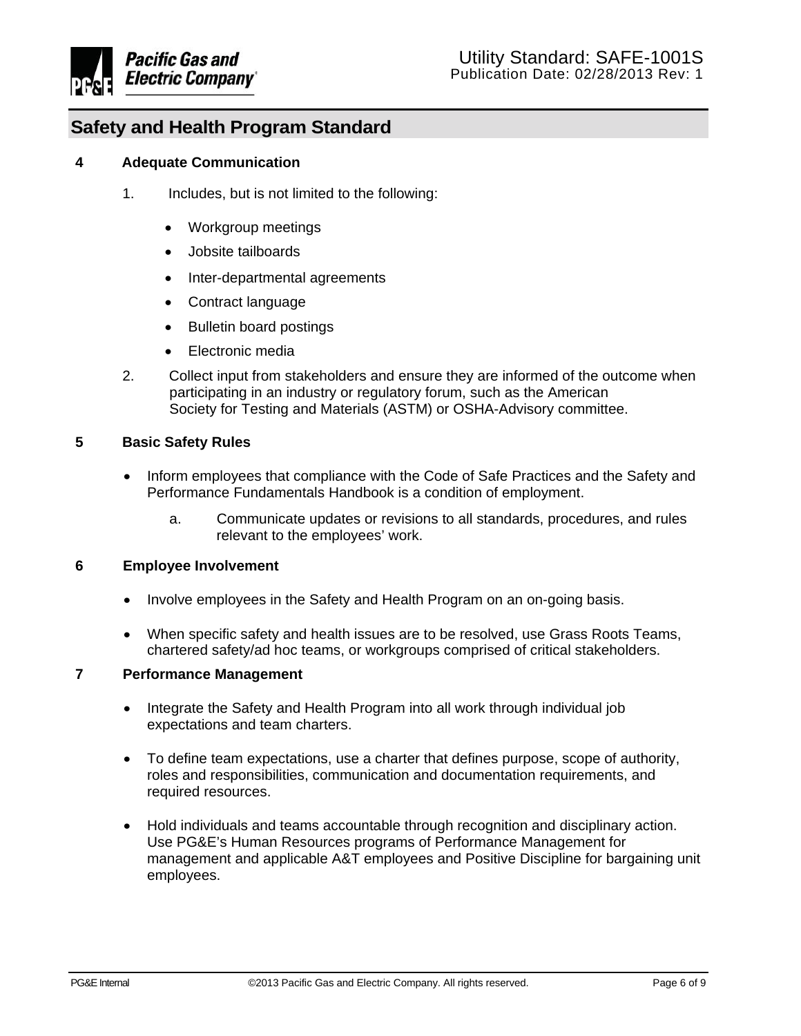## 4 Adequate Communication

1. Includes, but is not limited to the following:

   - Workgroup meetings
   - Jobsite tailboards
   - Inter-departmental agreements
   - Contract language
   - Bulletin board postings
   - Electronic media

2. Collect input from stakeholders and ensure they are informed of the outcome when participating in an industry or regulatory forum, such as the American Society for Testing and Materials (ASTM) or OSHA-Advisory committee.

## 5 Basic Safety Rules

- Inform employees that compliance with the Code of Safe Practices and the Safety and Performance Fundamentals Handbook is a condition of employment.

  a. Communicate updates or revisions to all standards, procedures, and rules relevant to the employees' work.

## 6 Employee Involvement

- Involve employees in the Safety and Health Program on an on-going basis.
- When specific safety and health issues are to be resolved, use Grass Roots Teams, chartered safety/ad hoc teams, or workgroups comprised of critical stakeholders.

## 7 Performance Management

- Integrate the Safety and Health Program into all work through individual job expectations and team charters.
- To define team expectations, use a charter that defines purpose, scope of authority, roles and responsibilities, communication and documentation requirements, and required resources.
- Hold individuals and teams accountable through recognition and disciplinary action. Use PG&E's Human Resources programs of Performance Management for management and applicable A&T employees and Positive Discipline for bargaining unit employees.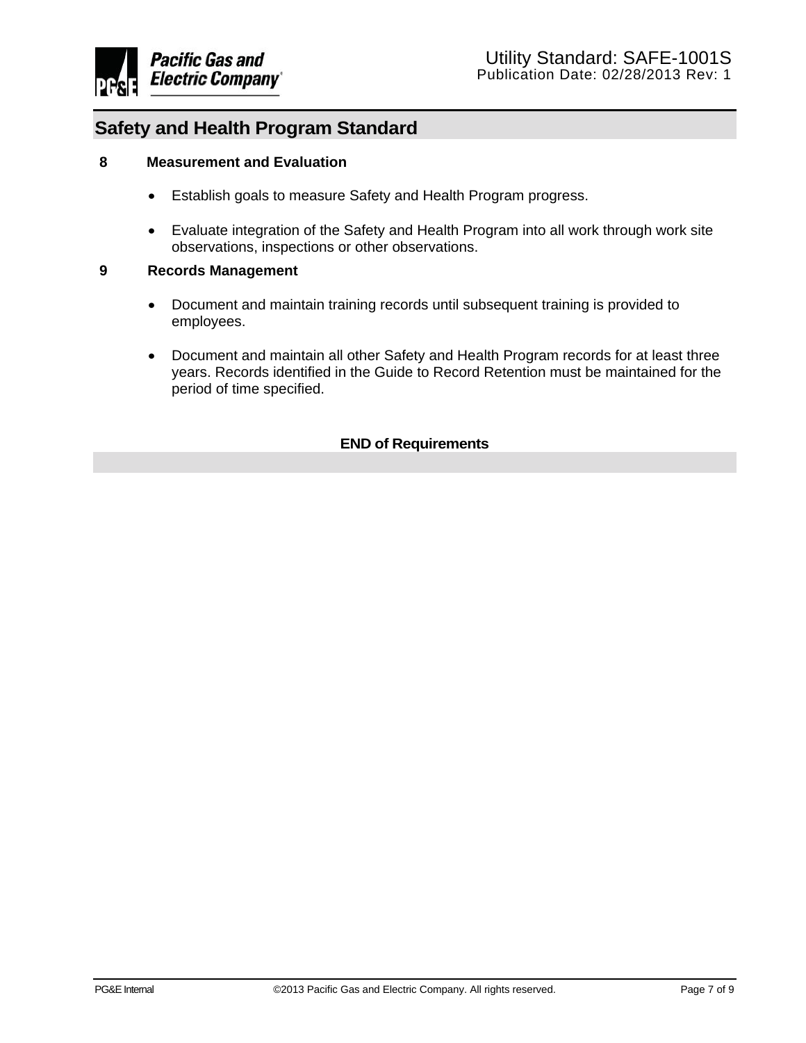## 8 Measurement and Evaluation

- Establish goals to measure Safety and Health Program progress.
- Evaluate integration of the Safety and Health Program into all work through work site observations, inspections or other observations.

## 9 Records Management

- Document and maintain training records until subsequent training is provided to employees.
- Document and maintain all other Safety and Health Program records for at least three years. Records identified in the Guide to Record Retention must be maintained for the period of time specified.

**END of Requirements**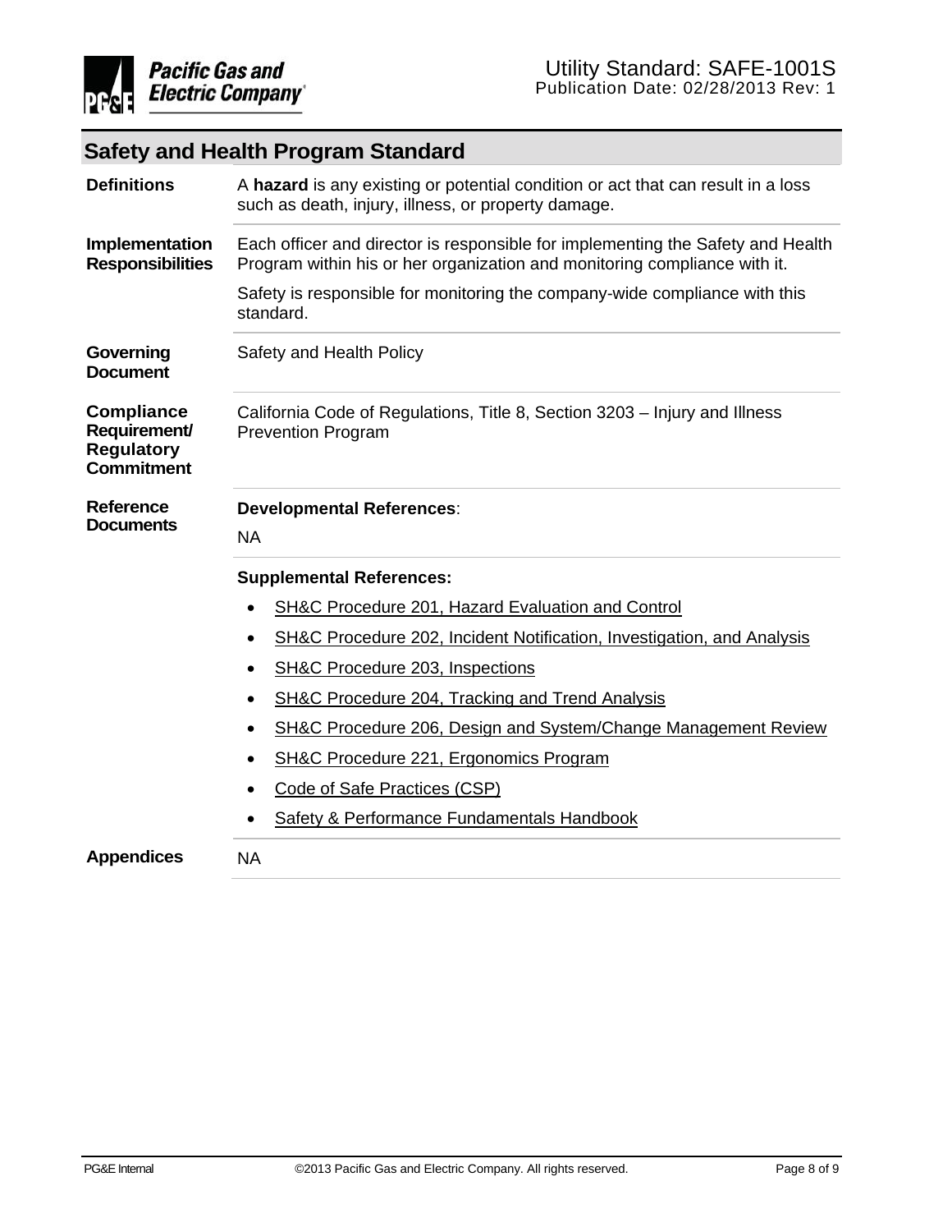## Safety and Health Program Standard

| | |
|---|---|
| **Definitions** | A **hazard** is any existing or potential condition or act that can result in a loss such as death, injury, illness, or property damage. |
| **Implementation Responsibilities** | Each officer and director is responsible for implementing the Safety and Health Program within his or her organization and monitoring compliance with it.<br><br>Safety is responsible for monitoring the company-wide compliance with this standard. |
| **Governing Document** | Safety and Health Policy |
| **Compliance Requirement/ Regulatory Commitment** | California Code of Regulations, Title 8, Section 3203 – Injury and Illness Prevention Program |
| **Reference Documents** | **Developmental References**:<br><br>NA<br><br>**Supplemental References:**<br><br>• SH&C Procedure 201, Hazard Evaluation and Control<br>• SH&C Procedure 202, Incident Notification, Investigation, and Analysis<br>• SH&C Procedure 203, Inspections<br>• SH&C Procedure 204, Tracking and Trend Analysis<br>• SH&C Procedure 206, Design and System/Change Management Review<br>• SH&C Procedure 221, Ergonomics Program<br>• Code of Safe Practices (CSP)<br>• Safety & Performance Fundamentals Handbook |
| **Appendices** | NA |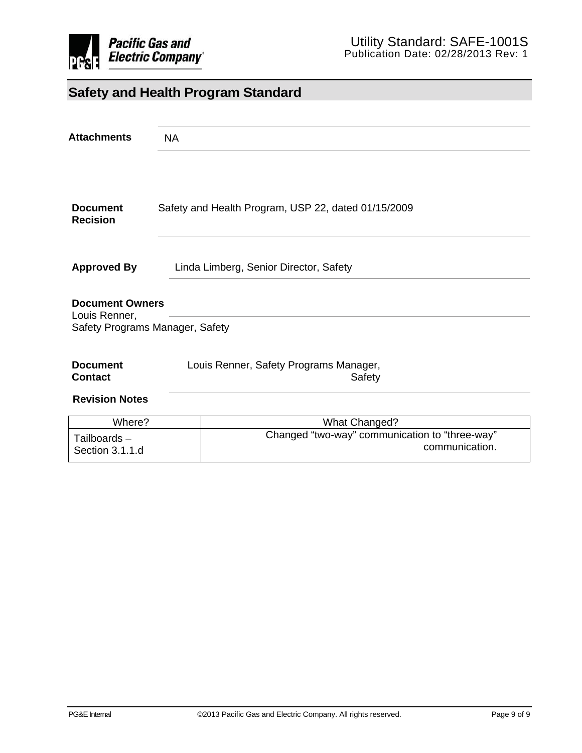# Safety and Health Program Standard

**Attachments** NA

**Document Recision** Safety and Health Program, USP 22, dated 01/15/2009

**Approved By** Linda Limberg, Senior Director, Safety

**Document Owners**
Louis Renner,
Safety Programs Manager, Safety

**Document Contact** Louis Renner, Safety Programs Manager, Safety

**Revision Notes**

| Where? | What Changed? |
|---|---|
| Tailboards – Section 3.1.1.d | Changed “two-way” communication to “three-way” communication. |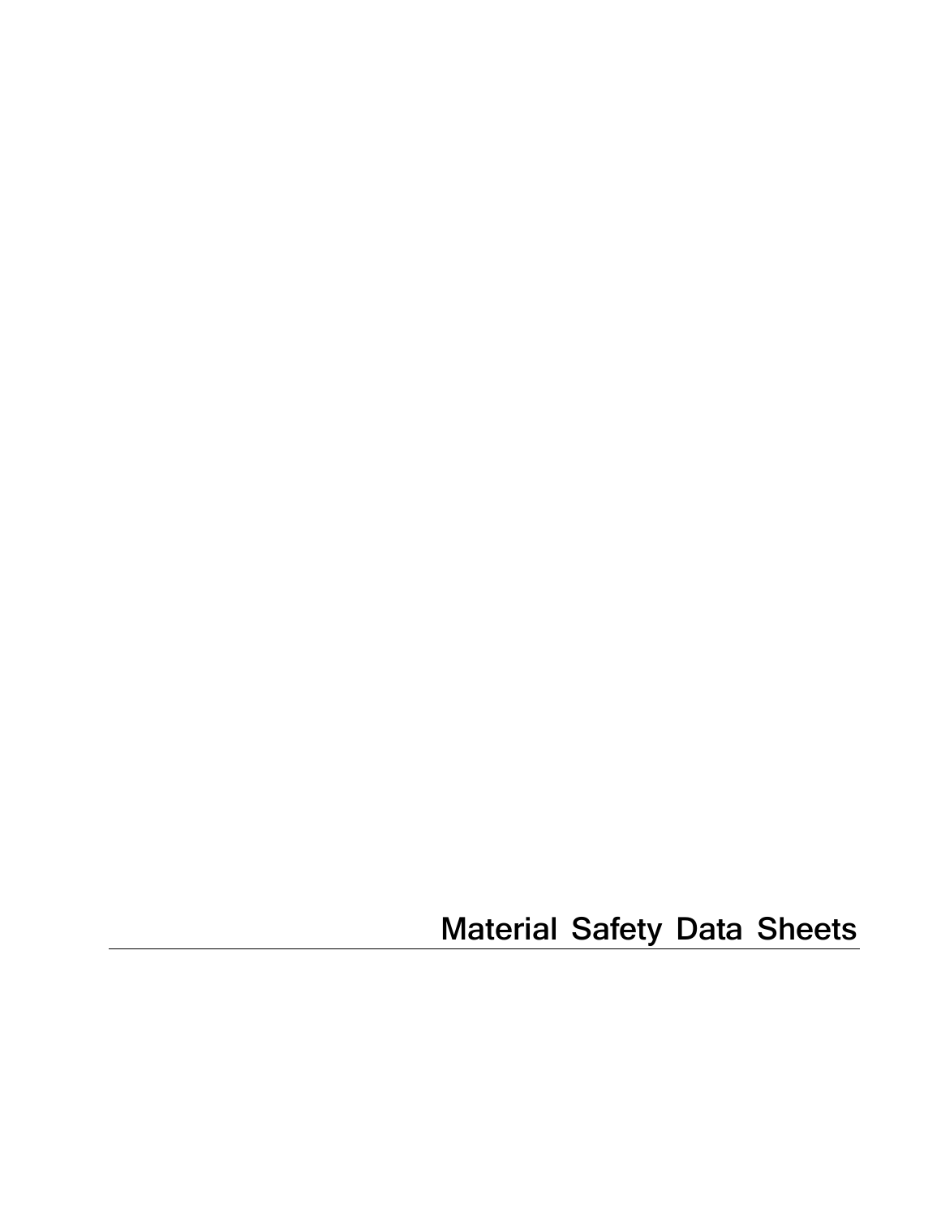# Material Safety Data Sheets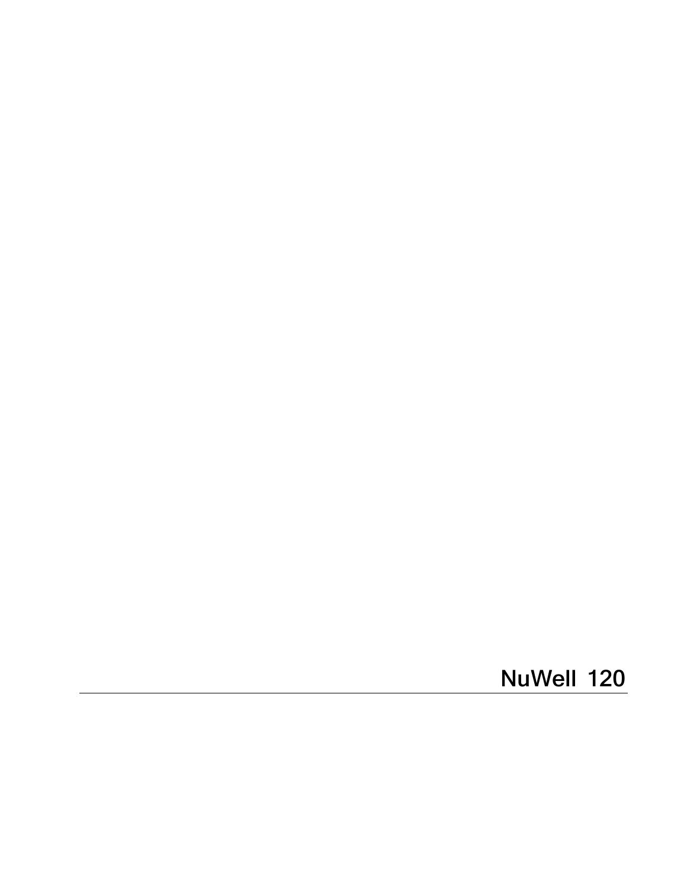# NuWell 120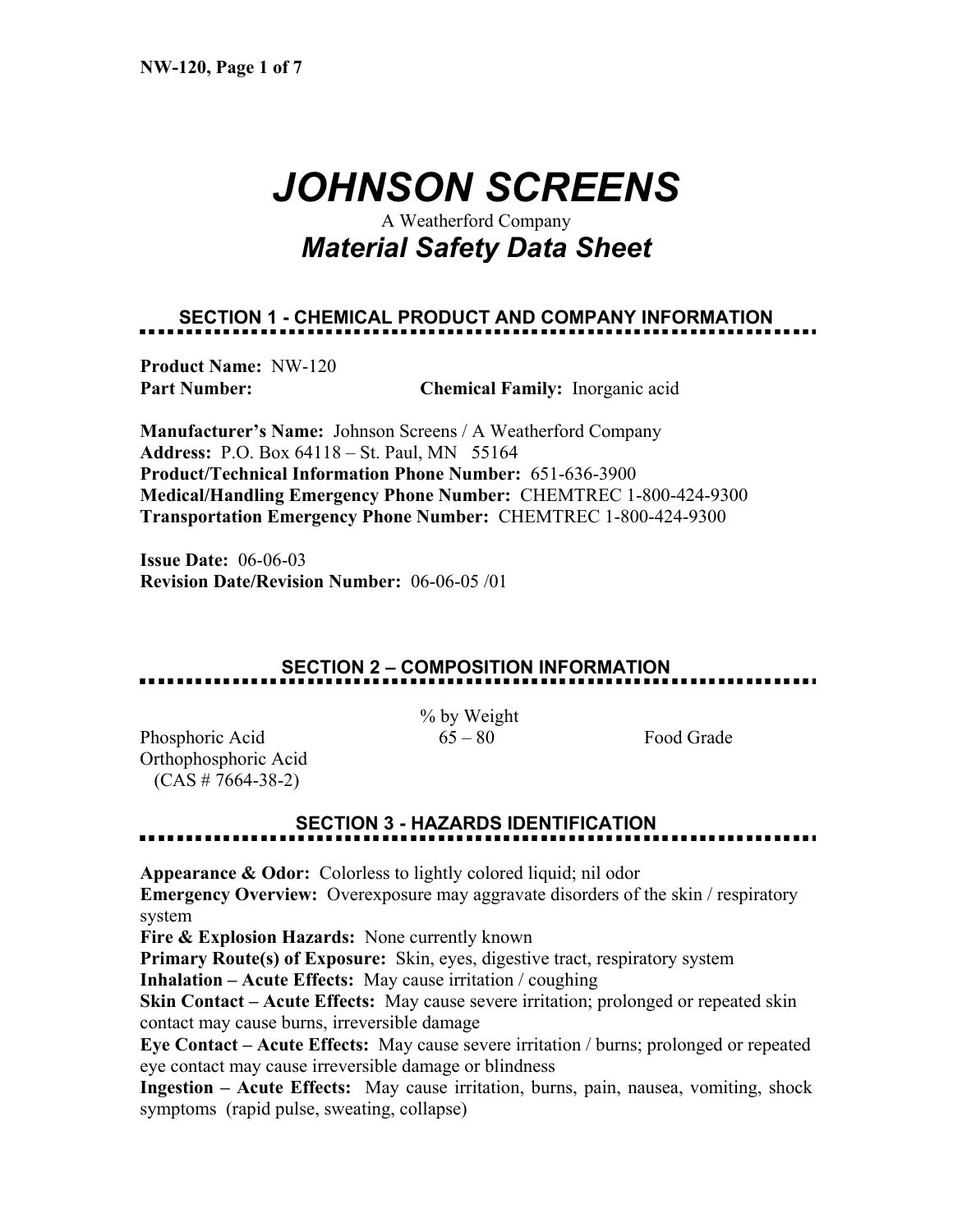# JOHNSON SCREENS

A Weatherford Company

## *Material Safety Data Sheet*

### SECTION 1 - CHEMICAL PRODUCT AND COMPANY INFORMATION

**Product Name:** NW-120
**Part Number:** **Chemical Family:** Inorganic acid

**Manufacturer's Name:** Johnson Screens / A Weatherford Company
**Address:** P.O. Box 64118 – St. Paul, MN 55164
**Product/Technical Information Phone Number:** 651-636-3900
**Medical/Handling Emergency Phone Number:** CHEMTREC 1-800-424-9300
**Transportation Emergency Phone Number:** CHEMTREC 1-800-424-9300

**Issue Date:** 06-06-03
**Revision Date/Revision Number:** 06-06-05 /01

### SECTION 2 – COMPOSITION INFORMATION

| | % by Weight | |
|---|---|---|
| Phosphoric Acid<br>Orthophosphoric Acid<br>(CAS # 7664-38-2) | 65 – 80 | Food Grade |

### SECTION 3 - HAZARDS IDENTIFICATION

**Appearance & Odor:** Colorless to lightly colored liquid; nil odor
**Emergency Overview:** Overexposure may aggravate disorders of the skin / respiratory system
**Fire & Explosion Hazards:** None currently known
**Primary Route(s) of Exposure:** Skin, eyes, digestive tract, respiratory system
**Inhalation – Acute Effects:** May cause irritation / coughing
**Skin Contact – Acute Effects:** May cause severe irritation; prolonged or repeated skin contact may cause burns, irreversible damage
**Eye Contact – Acute Effects:** May cause severe irritation / burns; prolonged or repeated eye contact may cause irreversible damage or blindness
**Ingestion – Acute Effects:** May cause irritation, burns, pain, nausea, vomiting, shock symptoms (rapid pulse, sweating, collapse)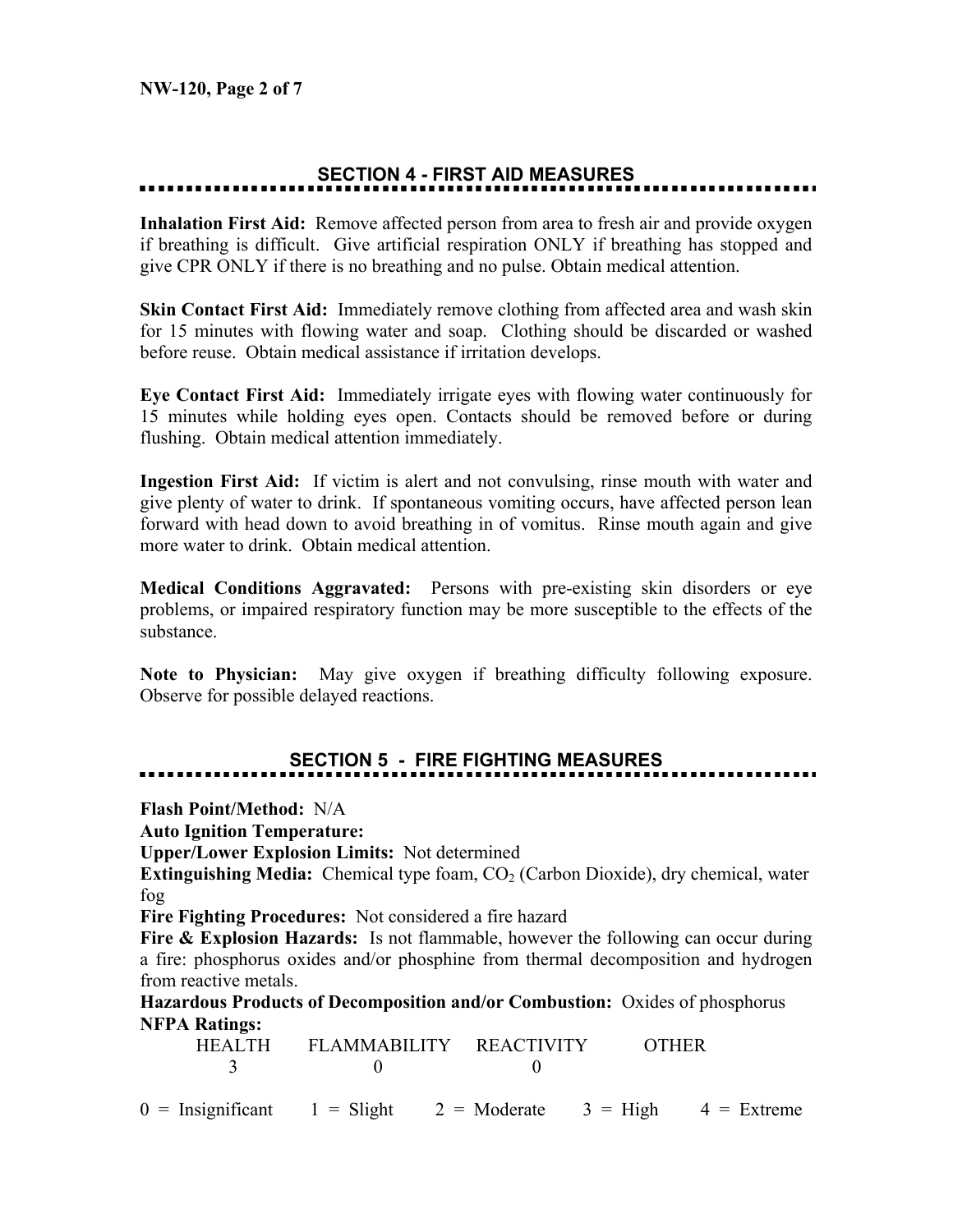## SECTION 4 - FIRST AID MEASURES

**Inhalation First Aid:** Remove affected person from area to fresh air and provide oxygen if breathing is difficult. Give artificial respiration ONLY if breathing has stopped and give CPR ONLY if there is no breathing and no pulse. Obtain medical attention.

**Skin Contact First Aid:** Immediately remove clothing from affected area and wash skin for 15 minutes with flowing water and soap. Clothing should be discarded or washed before reuse. Obtain medical assistance if irritation develops.

**Eye Contact First Aid:** Immediately irrigate eyes with flowing water continuously for 15 minutes while holding eyes open. Contacts should be removed before or during flushing. Obtain medical attention immediately.

**Ingestion First Aid:** If victim is alert and not convulsing, rinse mouth with water and give plenty of water to drink. If spontaneous vomiting occurs, have affected person lean forward with head down to avoid breathing in of vomitus. Rinse mouth again and give more water to drink. Obtain medical attention.

**Medical Conditions Aggravated:** Persons with pre-existing skin disorders or eye problems, or impaired respiratory function may be more susceptible to the effects of the substance.

**Note to Physician:** May give oxygen if breathing difficulty following exposure. Observe for possible delayed reactions.

## SECTION 5 - FIRE FIGHTING MEASURES

**Flash Point/Method:** N/A
**Auto Ignition Temperature:**
**Upper/Lower Explosion Limits:** Not determined
**Extinguishing Media:** Chemical type foam, $CO_2$ (Carbon Dioxide), dry chemical, water fog
**Fire Fighting Procedures:** Not considered a fire hazard
**Fire & Explosion Hazards:** Is not flammable, however the following can occur during a fire: phosphorus oxides and/or phosphine from thermal decomposition and hydrogen from reactive metals.
**Hazardous Products of Decomposition and/or Combustion:** Oxides of phosphorus
**NFPA Ratings:**

| HEALTH | FLAMMABILITY | REACTIVITY | OTHER |
|---|---|---|---|
| 3 | 0 | 0 | |

0 = Insignificant  1 = Slight  2 = Moderate  3 = High  4 = Extreme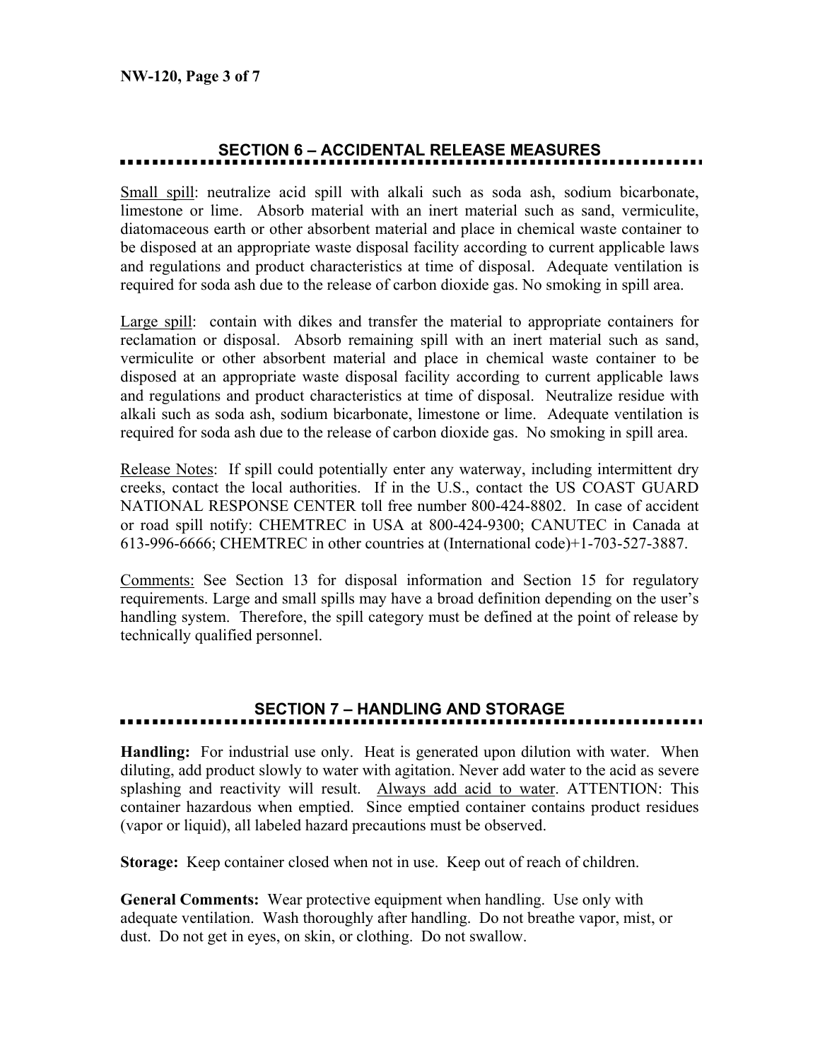## SECTION 6 – ACCIDENTAL RELEASE MEASURES

Small spill: neutralize acid spill with alkali such as soda ash, sodium bicarbonate, limestone or lime. Absorb material with an inert material such as sand, vermiculite, diatomaceous earth or other absorbent material and place in chemical waste container to be disposed at an appropriate waste disposal facility according to current applicable laws and regulations and product characteristics at time of disposal. Adequate ventilation is required for soda ash due to the release of carbon dioxide gas. No smoking in spill area.

Large spill: contain with dikes and transfer the material to appropriate containers for reclamation or disposal. Absorb remaining spill with an inert material such as sand, vermiculite or other absorbent material and place in chemical waste container to be disposed at an appropriate waste disposal facility according to current applicable laws and regulations and product characteristics at time of disposal. Neutralize residue with alkali such as soda ash, sodium bicarbonate, limestone or lime. Adequate ventilation is required for soda ash due to the release of carbon dioxide gas. No smoking in spill area.

Release Notes: If spill could potentially enter any waterway, including intermittent dry creeks, contact the local authorities. If in the U.S., contact the US COAST GUARD NATIONAL RESPONSE CENTER toll free number 800-424-8802. In case of accident or road spill notify: CHEMTREC in USA at 800-424-9300; CANUTEC in Canada at 613-996-6666; CHEMTREC in other countries at (International code)+1-703-527-3887.

Comments: See Section 13 for disposal information and Section 15 for regulatory requirements. Large and small spills may have a broad definition depending on the user's handling system. Therefore, the spill category must be defined at the point of release by technically qualified personnel.

## SECTION 7 – HANDLING AND STORAGE

**Handling:** For industrial use only. Heat is generated upon dilution with water. When diluting, add product slowly to water with agitation. Never add water to the acid as severe splashing and reactivity will result. Always add acid to water. ATTENTION: This container hazardous when emptied. Since emptied container contains product residues (vapor or liquid), all labeled hazard precautions must be observed.

**Storage:** Keep container closed when not in use. Keep out of reach of children.

**General Comments:** Wear protective equipment when handling. Use only with adequate ventilation. Wash thoroughly after handling. Do not breathe vapor, mist, or dust. Do not get in eyes, on skin, or clothing. Do not swallow.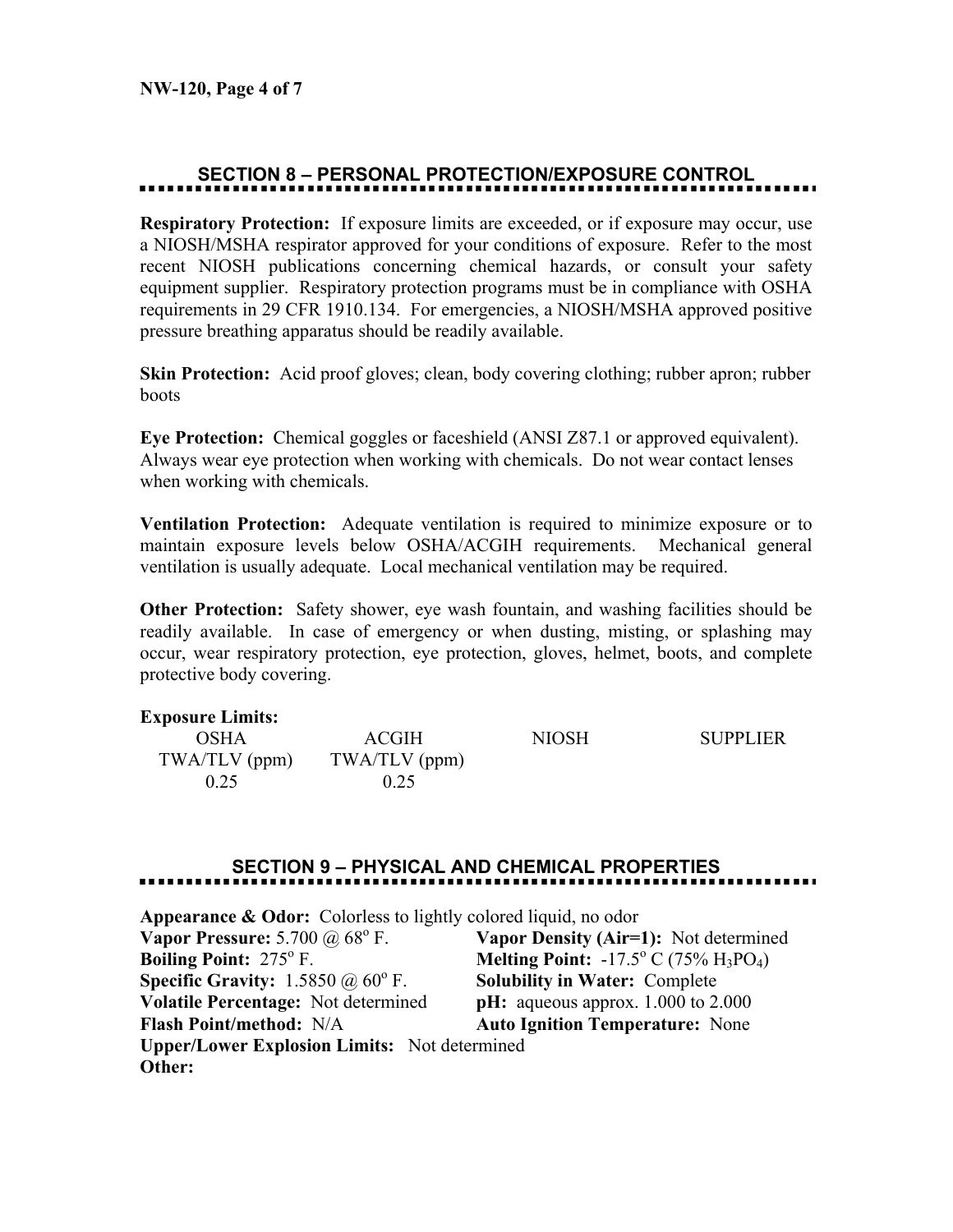## SECTION 8 – PERSONAL PROTECTION/EXPOSURE CONTROL

**Respiratory Protection:** If exposure limits are exceeded, or if exposure may occur, use a NIOSH/MSHA respirator approved for your conditions of exposure. Refer to the most recent NIOSH publications concerning chemical hazards, or consult your safety equipment supplier. Respiratory protection programs must be in compliance with OSHA requirements in 29 CFR 1910.134. For emergencies, a NIOSH/MSHA approved positive pressure breathing apparatus should be readily available.

**Skin Protection:** Acid proof gloves; clean, body covering clothing; rubber apron; rubber boots

**Eye Protection:** Chemical goggles or faceshield (ANSI Z87.1 or approved equivalent). Always wear eye protection when working with chemicals. Do not wear contact lenses when working with chemicals.

**Ventilation Protection:** Adequate ventilation is required to minimize exposure or to maintain exposure levels below OSHA/ACGIH requirements. Mechanical general ventilation is usually adequate. Local mechanical ventilation may be required.

**Other Protection:** Safety shower, eye wash fountain, and washing facilities should be readily available. In case of emergency or when dusting, misting, or splashing may occur, wear respiratory protection, eye protection, gloves, helmet, boots, and complete protective body covering.

**Exposure Limits:**

| OSHA TWA/TLV (ppm) | ACGIH TWA/TLV (ppm) | NIOSH | SUPPLIER |
|---|---|---|---|
| 0.25 | 0.25 | | |

## SECTION 9 – PHYSICAL AND CHEMICAL PROPERTIES

**Appearance & Odor:** Colorless to lightly colored liquid, no odor

**Vapor Pressure:** 5.700 @ 68$^o$ F.

**Vapor Density (Air=1):** Not determined

**Boiling Point:** 275$^o$ F.

**Melting Point:** -17.5$^o$ C (75% $H_3PO_4$)

**Specific Gravity:** 1.5850 @ 60$^o$ F.

**Solubility in Water:** Complete

**Volatile Percentage:** Not determined

**pH:** aqueous approx. 1.000 to 2.000

**Flash Point/method:** N/A

**Auto Ignition Temperature:** None

**Upper/Lower Explosion Limits:** Not determined

**Other:**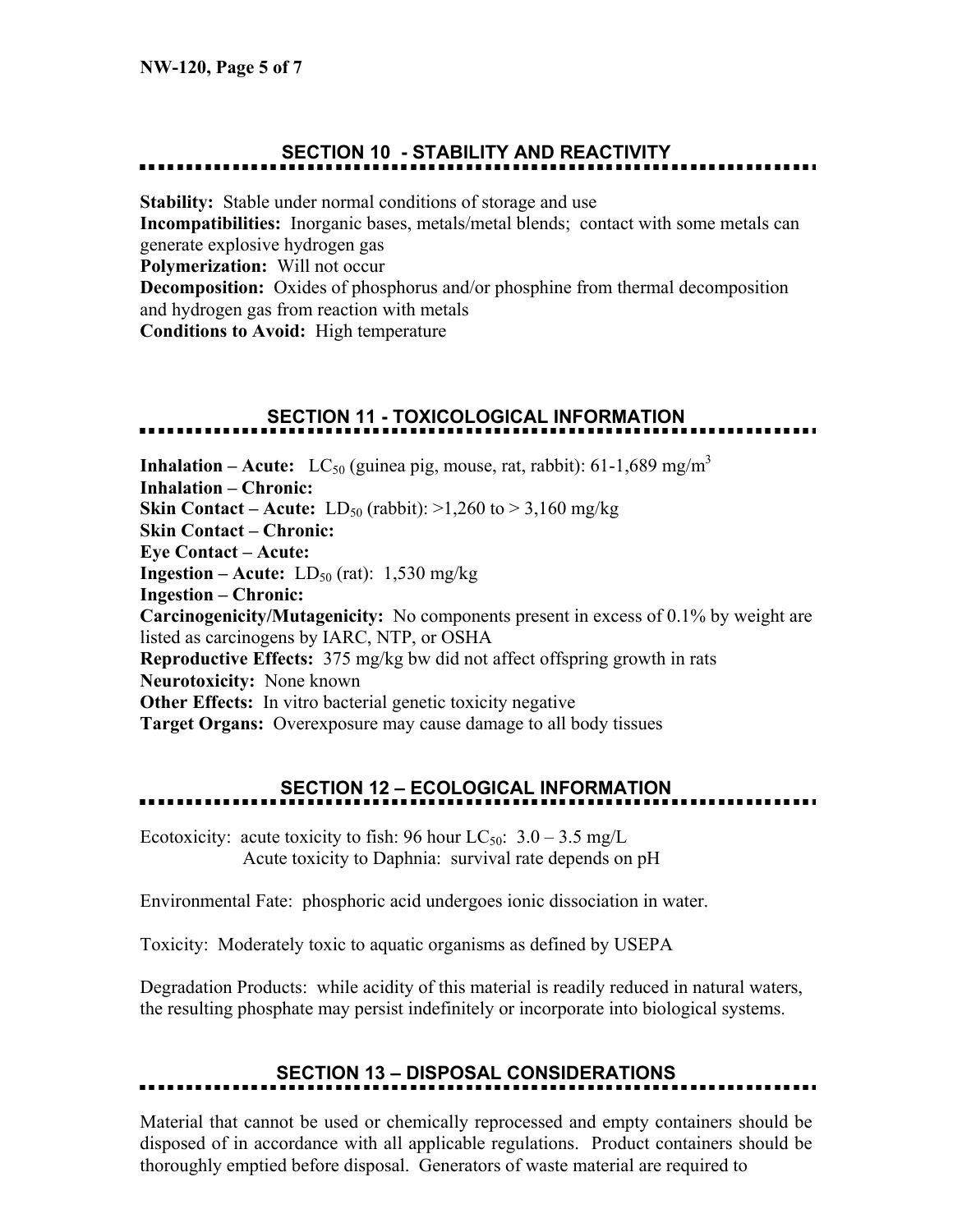## SECTION 10 - STABILITY AND REACTIVITY

**Stability:** Stable under normal conditions of storage and use
**Incompatibilities:** Inorganic bases, metals/metal blends; contact with some metals can generate explosive hydrogen gas
**Polymerization:** Will not occur
**Decomposition:** Oxides of phosphorus and/or phosphine from thermal decomposition and hydrogen gas from reaction with metals
**Conditions to Avoid:** High temperature

## SECTION 11 - TOXICOLOGICAL INFORMATION

**Inhalation – Acute:** $LC_{50}$ (guinea pig, mouse, rat, rabbit): 61-1,689 mg/$m^3$
**Inhalation – Chronic:**
**Skin Contact – Acute:** $LD_{50}$ (rabbit): >1,260 to > 3,160 mg/kg
**Skin Contact – Chronic:**
**Eye Contact – Acute:**
**Ingestion – Acute:** $LD_{50}$ (rat): 1,530 mg/kg
**Ingestion – Chronic:**
**Carcinogenicity/Mutagenicity:** No components present in excess of 0.1% by weight are listed as carcinogens by IARC, NTP, or OSHA
**Reproductive Effects:** 375 mg/kg bw did not affect offspring growth in rats
**Neurotoxicity:** None known
**Other Effects:** In vitro bacterial genetic toxicity negative
**Target Organs:** Overexposure may cause damage to all body tissues

## SECTION 12 – ECOLOGICAL INFORMATION

Ecotoxicity: acute toxicity to fish: 96 hour $LC_{50}$: 3.0 – 3.5 mg/L
Acute toxicity to Daphnia: survival rate depends on pH

Environmental Fate: phosphoric acid undergoes ionic dissociation in water.

Toxicity: Moderately toxic to aquatic organisms as defined by USEPA

Degradation Products: while acidity of this material is readily reduced in natural waters, the resulting phosphate may persist indefinitely or incorporate into biological systems.

## SECTION 13 – DISPOSAL CONSIDERATIONS

Material that cannot be used or chemically reprocessed and empty containers should be disposed of in accordance with all applicable regulations. Product containers should be thoroughly emptied before disposal. Generators of waste material are required to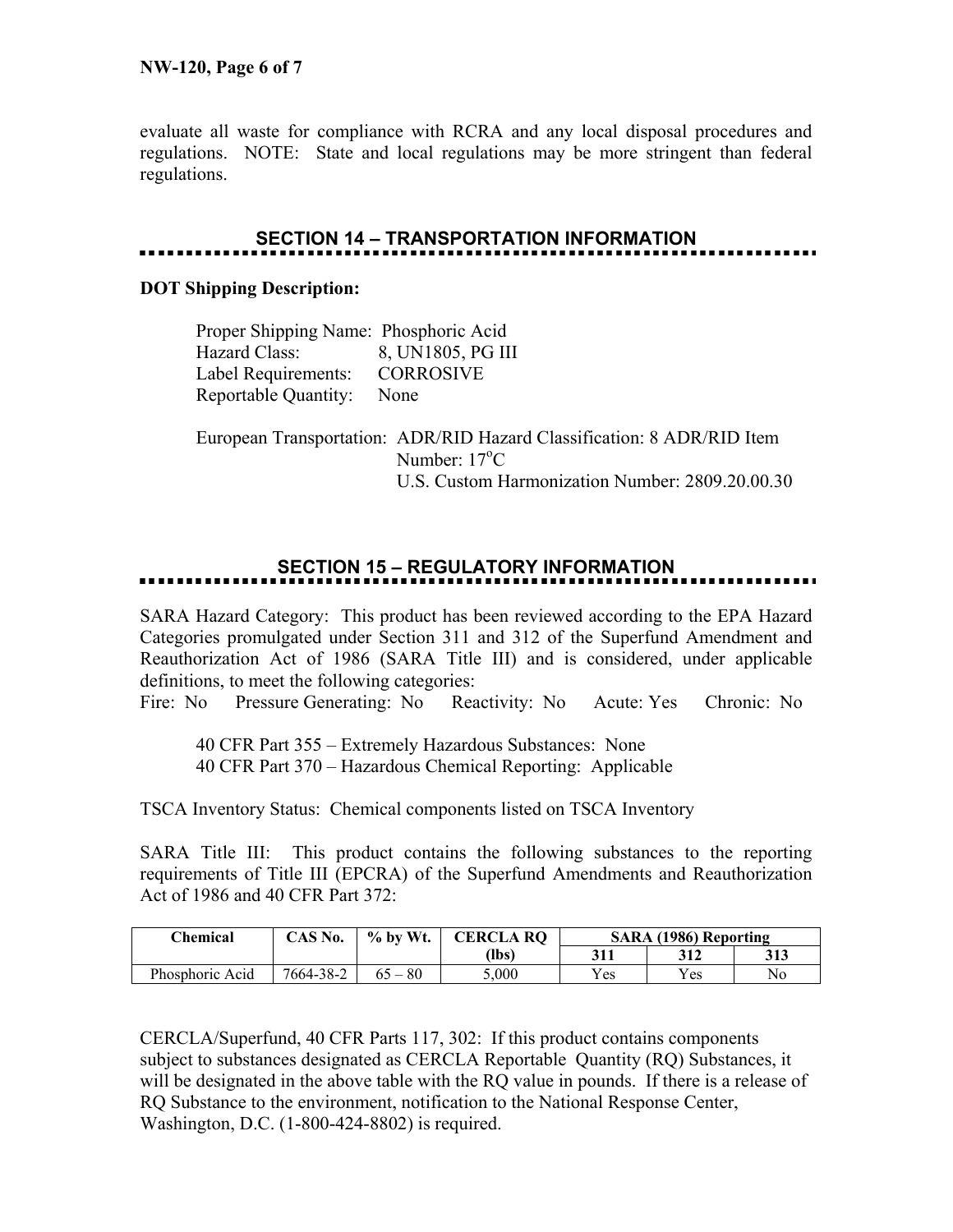evaluate all waste for compliance with RCRA and any local disposal procedures and regulations. NOTE: State and local regulations may be more stringent than federal regulations.

## SECTION 14 – TRANSPORTATION INFORMATION

**DOT Shipping Description:**

Proper Shipping Name: Phosphoric Acid
Hazard Class: 8, UN1805, PG III
Label Requirements: CORROSIVE
Reportable Quantity: None

European Transportation: ADR/RID Hazard Classification: 8 ADR/RID Item Number: 17$^{o}$C
U.S. Custom Harmonization Number: 2809.20.00.30

## SECTION 15 – REGULATORY INFORMATION

SARA Hazard Category: This product has been reviewed according to the EPA Hazard Categories promulgated under Section 311 and 312 of the Superfund Amendment and Reauthorization Act of 1986 (SARA Title III) and is considered, under applicable definitions, to meet the following categories:
Fire: No Pressure Generating: No Reactivity: No Acute: Yes Chronic: No

40 CFR Part 355 – Extremely Hazardous Substances: None
40 CFR Part 370 – Hazardous Chemical Reporting: Applicable

TSCA Inventory Status: Chemical components listed on TSCA Inventory

SARA Title III: This product contains the following substances to the reporting requirements of Title III (EPCRA) of the Superfund Amendments and Reauthorization Act of 1986 and 40 CFR Part 372:

| Chemical | CAS No. | % by Wt. | CERCLA RQ (lbs) | SARA (1986) Reporting | | |
|---|---|---|---|---|---|---|
| | | | | 311 | 312 | 313 |
| Phosphoric Acid | 7664-38-2 | 65 – 80 | 5,000 | Yes | Yes | No |

CERCLA/Superfund, 40 CFR Parts 117, 302: If this product contains components subject to substances designated as CERCLA Reportable Quantity (RQ) Substances, it will be designated in the above table with the RQ value in pounds. If there is a release of RQ Substance to the environment, notification to the National Response Center, Washington, D.C. (1-800-424-8802) is required.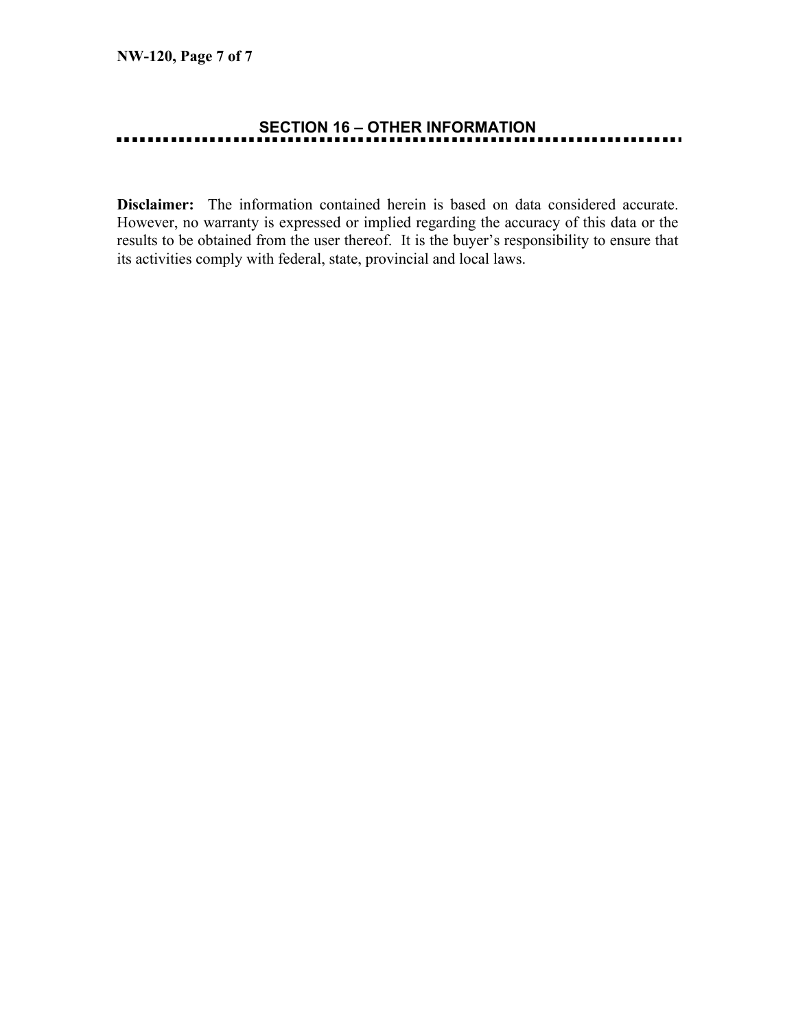## SECTION 16 – OTHER INFORMATION

**Disclaimer:** The information contained herein is based on data considered accurate. However, no warranty is expressed or implied regarding the accuracy of this data or the results to be obtained from the user thereof. It is the buyer's responsibility to ensure that its activities comply with federal, state, provincial and local laws.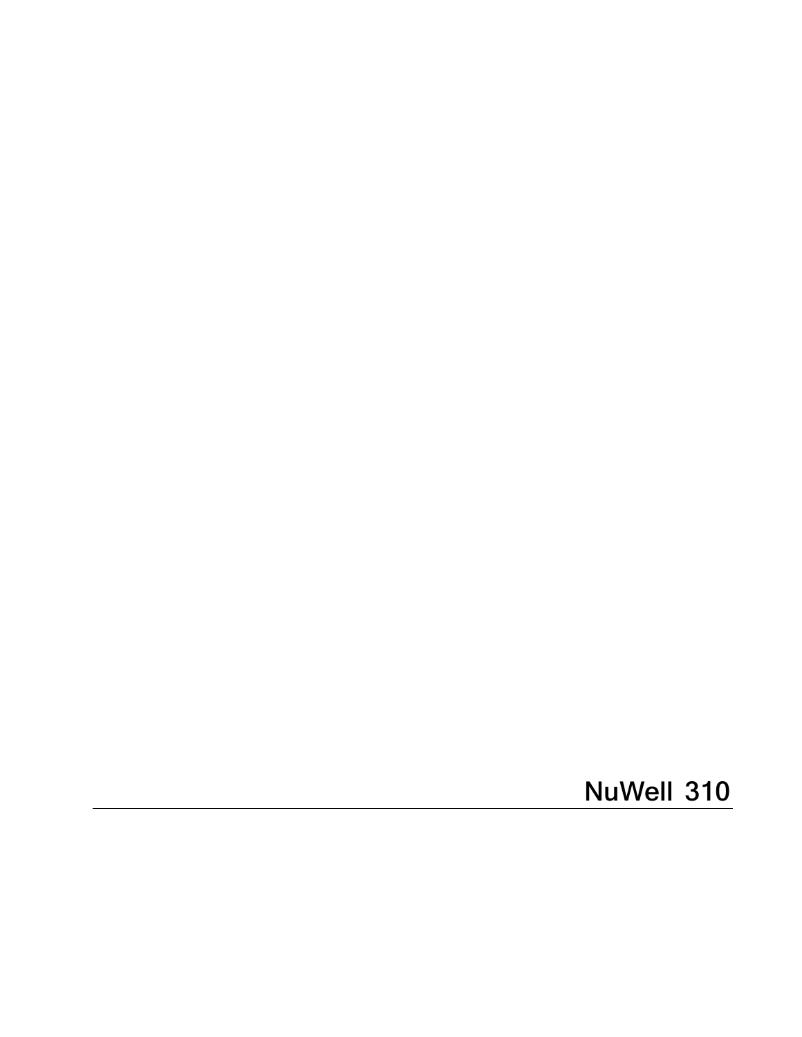# NuWell 310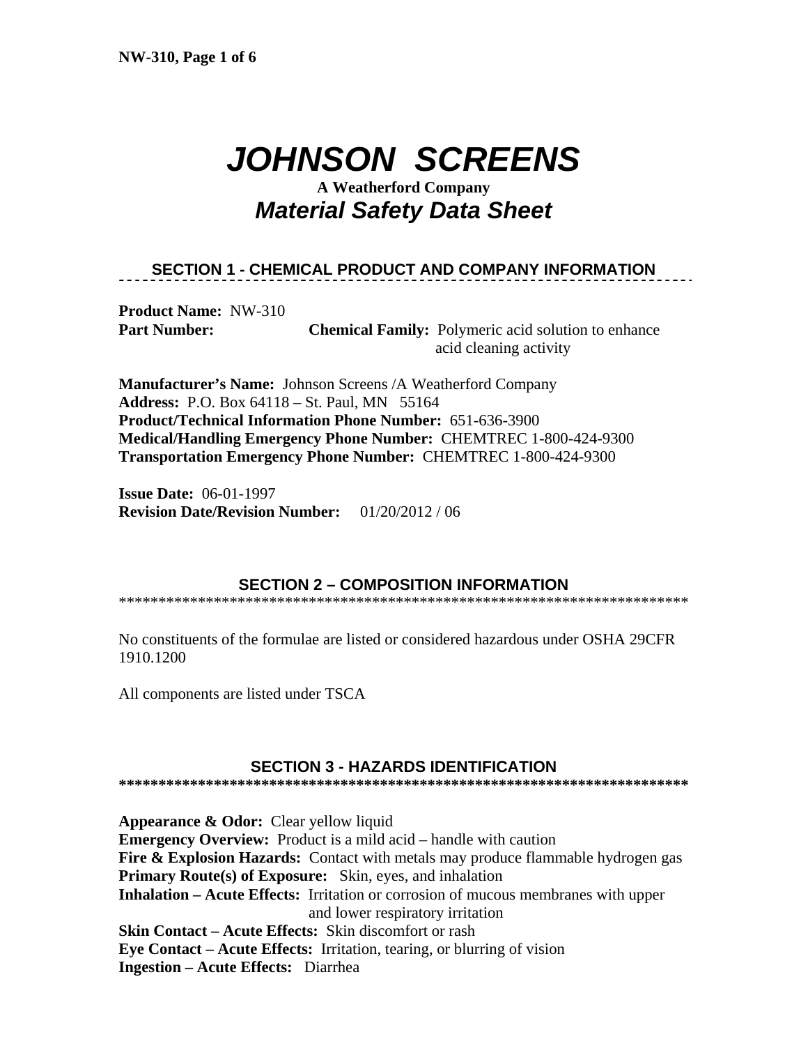# *JOHNSON SCREENS*

**A Weatherford Company**

## *Material Safety Data Sheet*

## SECTION 1 - CHEMICAL PRODUCT AND COMPANY INFORMATION

**Product Name:** NW-310

**Part Number:** **Chemical Family:** Polymeric acid solution to enhance acid cleaning activity

**Manufacturer's Name:** Johnson Screens /A Weatherford Company
**Address:** P.O. Box 64118 – St. Paul, MN 55164
**Product/Technical Information Phone Number:** 651-636-3900
**Medical/Handling Emergency Phone Number:** CHEMTREC 1-800-424-9300
**Transportation Emergency Phone Number:** CHEMTREC 1-800-424-9300

**Issue Date:** 06-01-1997
**Revision Date/Revision Number:** 01/20/2012 / 06

## SECTION 2 – COMPOSITION INFORMATION

No constituents of the formulae are listed or considered hazardous under OSHA 29CFR 1910.1200

All components are listed under TSCA

## SECTION 3 - HAZARDS IDENTIFICATION

**Appearance & Odor:** Clear yellow liquid
**Emergency Overview:** Product is a mild acid – handle with caution
**Fire & Explosion Hazards:** Contact with metals may produce flammable hydrogen gas
**Primary Route(s) of Exposure:** Skin, eyes, and inhalation
**Inhalation – Acute Effects:** Irritation or corrosion of mucous membranes with upper and lower respiratory irritation
**Skin Contact – Acute Effects:** Skin discomfort or rash
**Eye Contact – Acute Effects:** Irritation, tearing, or blurring of vision
**Ingestion – Acute Effects:** Diarrhea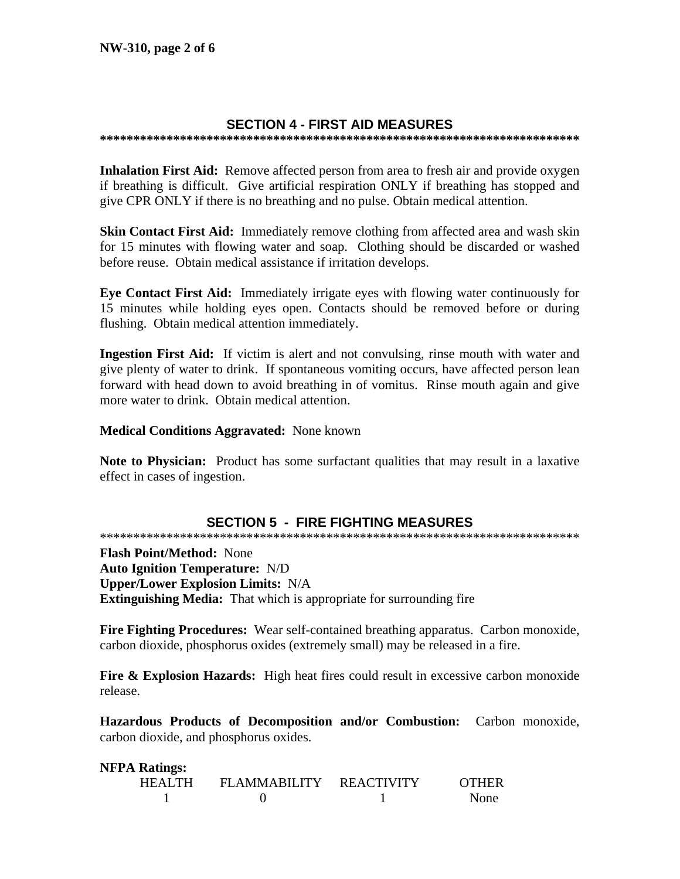## SECTION 4 - FIRST AID MEASURES

**Inhalation First Aid:** Remove affected person from area to fresh air and provide oxygen if breathing is difficult. Give artificial respiration ONLY if breathing has stopped and give CPR ONLY if there is no breathing and no pulse. Obtain medical attention.

**Skin Contact First Aid:** Immediately remove clothing from affected area and wash skin for 15 minutes with flowing water and soap. Clothing should be discarded or washed before reuse. Obtain medical assistance if irritation develops.

**Eye Contact First Aid:** Immediately irrigate eyes with flowing water continuously for 15 minutes while holding eyes open. Contacts should be removed before or during flushing. Obtain medical attention immediately.

**Ingestion First Aid:** If victim is alert and not convulsing, rinse mouth with water and give plenty of water to drink. If spontaneous vomiting occurs, have affected person lean forward with head down to avoid breathing in of vomitus. Rinse mouth again and give more water to drink. Obtain medical attention.

**Medical Conditions Aggravated:** None known

**Note to Physician:** Product has some surfactant qualities that may result in a laxative effect in cases of ingestion.

## SECTION 5 - FIRE FIGHTING MEASURES

**Flash Point/Method:** None
**Auto Ignition Temperature:** N/D
**Upper/Lower Explosion Limits:** N/A
**Extinguishing Media:** That which is appropriate for surrounding fire

**Fire Fighting Procedures:** Wear self-contained breathing apparatus. Carbon monoxide, carbon dioxide, phosphorus oxides (extremely small) may be released in a fire.

**Fire & Explosion Hazards:** High heat fires could result in excessive carbon monoxide release.

**Hazardous Products of Decomposition and/or Combustion:** Carbon monoxide, carbon dioxide, and phosphorus oxides.

**NFPA Ratings:**

| HEALTH | FLAMMABILITY | REACTIVITY | OTHER |
|---|---|---|---|
| 1 | 0 | 1 | None |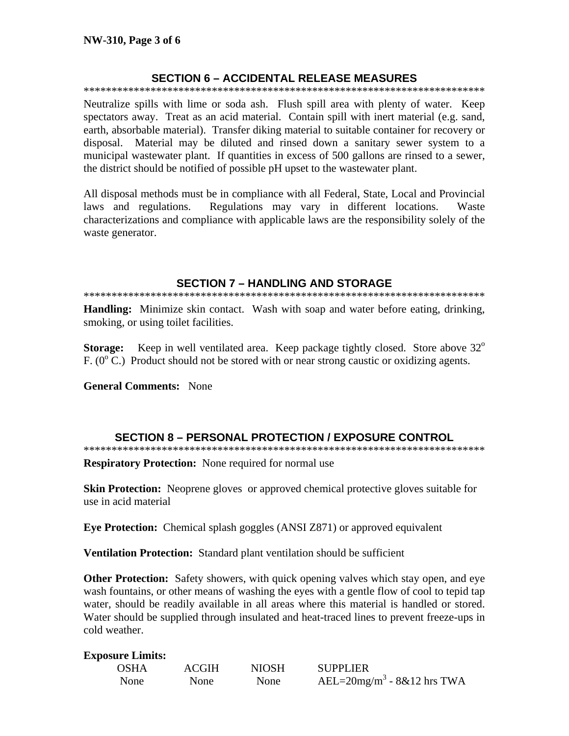## SECTION 6 – ACCIDENTAL RELEASE MEASURES

Neutralize spills with lime or soda ash. Flush spill area with plenty of water. Keep spectators away. Treat as an acid material. Contain spill with inert material (e.g. sand, earth, absorbable material). Transfer diking material to suitable container for recovery or disposal. Material may be diluted and rinsed down a sanitary sewer system to a municipal wastewater plant. If quantities in excess of 500 gallons are rinsed to a sewer, the district should be notified of possible pH upset to the wastewater plant.

All disposal methods must be in compliance with all Federal, State, Local and Provincial laws and regulations. Regulations may vary in different locations. Waste characterizations and compliance with applicable laws are the responsibility solely of the waste generator.

## SECTION 7 – HANDLING AND STORAGE

**Handling:** Minimize skin contact. Wash with soap and water before eating, drinking, smoking, or using toilet facilities.

**Storage:** Keep in well ventilated area. Keep package tightly closed. Store above 32$^o$ F. (0$^o$ C.) Product should not be stored with or near strong caustic or oxidizing agents.

**General Comments:** None

## SECTION 8 – PERSONAL PROTECTION / EXPOSURE CONTROL

**Respiratory Protection:** None required for normal use

**Skin Protection:** Neoprene gloves or approved chemical protective gloves suitable for use in acid material

**Eye Protection:** Chemical splash goggles (ANSI Z871) or approved equivalent

**Ventilation Protection:** Standard plant ventilation should be sufficient

**Other Protection:** Safety showers, with quick opening valves which stay open, and eye wash fountains, or other means of washing the eyes with a gentle flow of cool to tepid tap water, should be readily available in all areas where this material is handled or stored. Water should be supplied through insulated and heat-traced lines to prevent freeze-ups in cold weather.

**Exposure Limits:**

| OSHA | ACGIH | NIOSH | SUPPLIER |
|---|---|---|---|
| None | None | None | AEL=20mg/m$^3$ - 8&12 hrs TWA |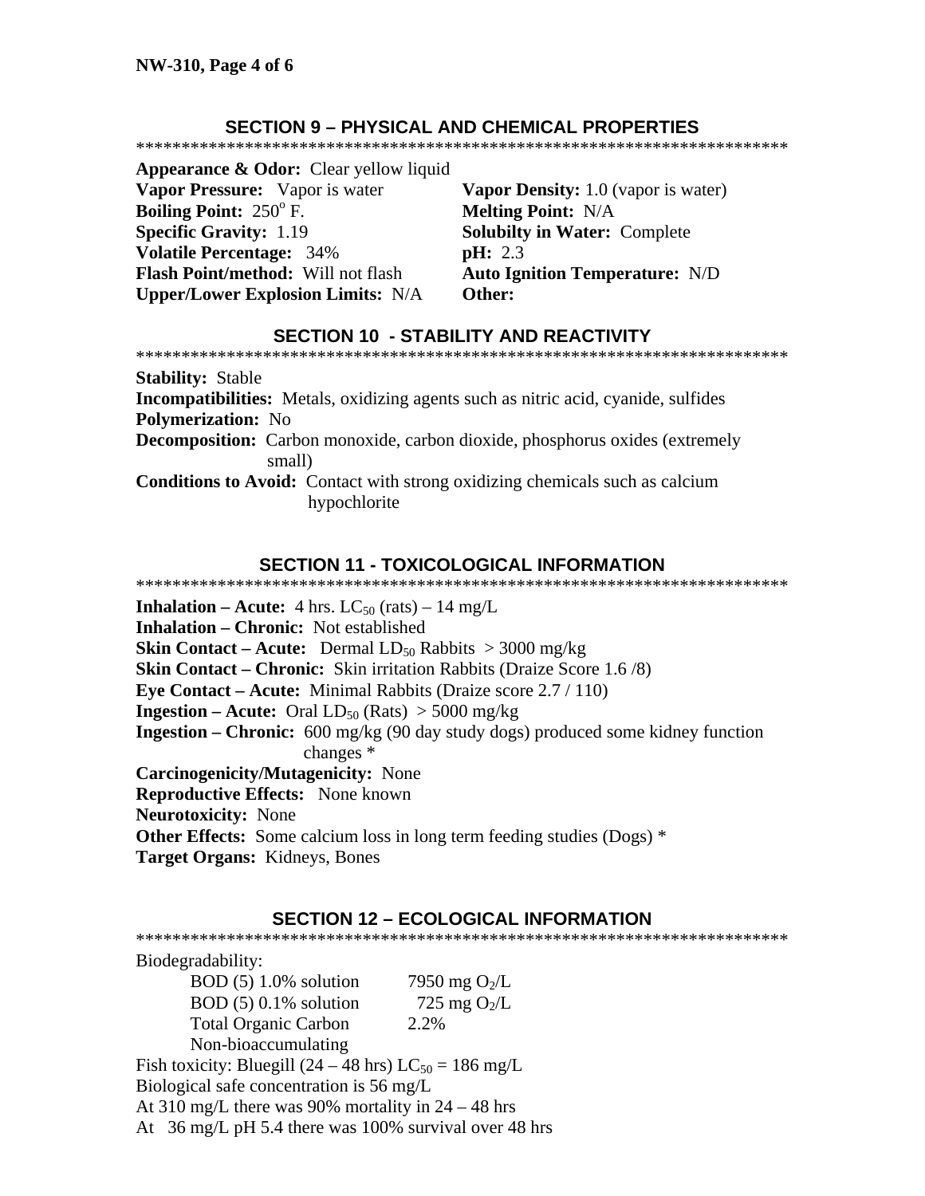## SECTION 9 – PHYSICAL AND CHEMICAL PROPERTIES

**Appearance & Odor:** Clear yellow liquid

**Vapor Pressure:** Vapor is water

**Vapor Density:** 1.0 (vapor is water)

**Boiling Point:** 250$^{o}$ F.

**Melting Point:** N/A

**Specific Gravity:** 1.19

**Solubilty in Water:** Complete

**Volatile Percentage:** 34%

**pH:** 2.3

**Flash Point/method:** Will not flash

**Auto Ignition Temperature:** N/D

**Upper/Lower Explosion Limits:** N/A

**Other:**

## SECTION 10 - STABILITY AND REACTIVITY

**Stability:** Stable

**Incompatibilities:** Metals, oxidizing agents such as nitric acid, cyanide, sulfides

**Polymerization:** No

**Decomposition:** Carbon monoxide, carbon dioxide, phosphorus oxides (extremely small)

**Conditions to Avoid:** Contact with strong oxidizing chemicals such as calcium hypochlorite

## SECTION 11 - TOXICOLOGICAL INFORMATION

**Inhalation – Acute:** 4 hrs. $LC_{50}$ (rats) – 14 mg/L

**Inhalation – Chronic:** Not established

**Skin Contact – Acute:** Dermal $LD_{50}$ Rabbits > 3000 mg/kg

**Skin Contact – Chronic:** Skin irritation Rabbits (Draize Score 1.6 /8)

**Eye Contact – Acute:** Minimal Rabbits (Draize score 2.7 / 110)

**Ingestion – Acute:** Oral $LD_{50}$ (Rats) > 5000 mg/kg

**Ingestion – Chronic:** 600 mg/kg (90 day study dogs) produced some kidney function changes *

**Carcinogenicity/Mutagenicity:** None

**Reproductive Effects:** None known

**Neurotoxicity:** None

**Other Effects:** Some calcium loss in long term feeding studies (Dogs) *

**Target Organs:** Kidneys, Bones

## SECTION 12 – ECOLOGICAL INFORMATION

Biodegradability:

| | |
|---|---|
| BOD (5) 1.0% solution | 7950 mg $O_2$/L |
| BOD (5) 0.1% solution | 725 mg $O_2$/L |
| Total Organic Carbon | 2.2% |
| Non-bioaccumulating | |

Fish toxicity: Bluegill (24 – 48 hrs) $LC_{50}$ = 186 mg/L

Biological safe concentration is 56 mg/L

At 310 mg/L there was 90% mortality in 24 – 48 hrs

At 36 mg/L pH 5.4 there was 100% survival over 48 hrs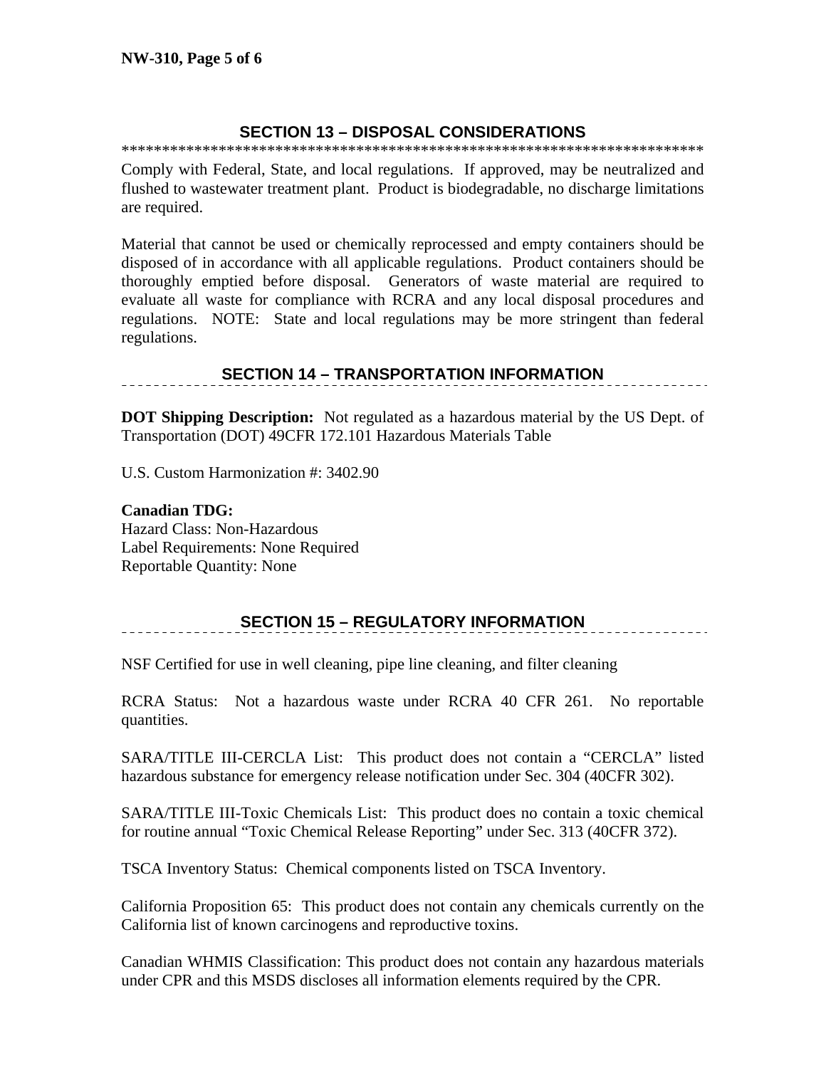## SECTION 13 – DISPOSAL CONSIDERATIONS

Comply with Federal, State, and local regulations. If approved, may be neutralized and flushed to wastewater treatment plant. Product is biodegradable, no discharge limitations are required.

Material that cannot be used or chemically reprocessed and empty containers should be disposed of in accordance with all applicable regulations. Product containers should be thoroughly emptied before disposal. Generators of waste material are required to evaluate all waste for compliance with RCRA and any local disposal procedures and regulations. NOTE: State and local regulations may be more stringent than federal regulations.

## SECTION 14 – TRANSPORTATION INFORMATION

**DOT Shipping Description:** Not regulated as a hazardous material by the US Dept. of Transportation (DOT) 49CFR 172.101 Hazardous Materials Table

U.S. Custom Harmonization #: 3402.90

**Canadian TDG:**
Hazard Class: Non-Hazardous
Label Requirements: None Required
Reportable Quantity: None

## SECTION 15 – REGULATORY INFORMATION

NSF Certified for use in well cleaning, pipe line cleaning, and filter cleaning

RCRA Status: Not a hazardous waste under RCRA 40 CFR 261. No reportable quantities.

SARA/TITLE III-CERCLA List: This product does not contain a "CERCLA" listed hazardous substance for emergency release notification under Sec. 304 (40CFR 302).

SARA/TITLE III-Toxic Chemicals List: This product does no contain a toxic chemical for routine annual "Toxic Chemical Release Reporting" under Sec. 313 (40CFR 372).

TSCA Inventory Status: Chemical components listed on TSCA Inventory.

California Proposition 65: This product does not contain any chemicals currently on the California list of known carcinogens and reproductive toxins.

Canadian WHMIS Classification: This product does not contain any hazardous materials under CPR and this MSDS discloses all information elements required by the CPR.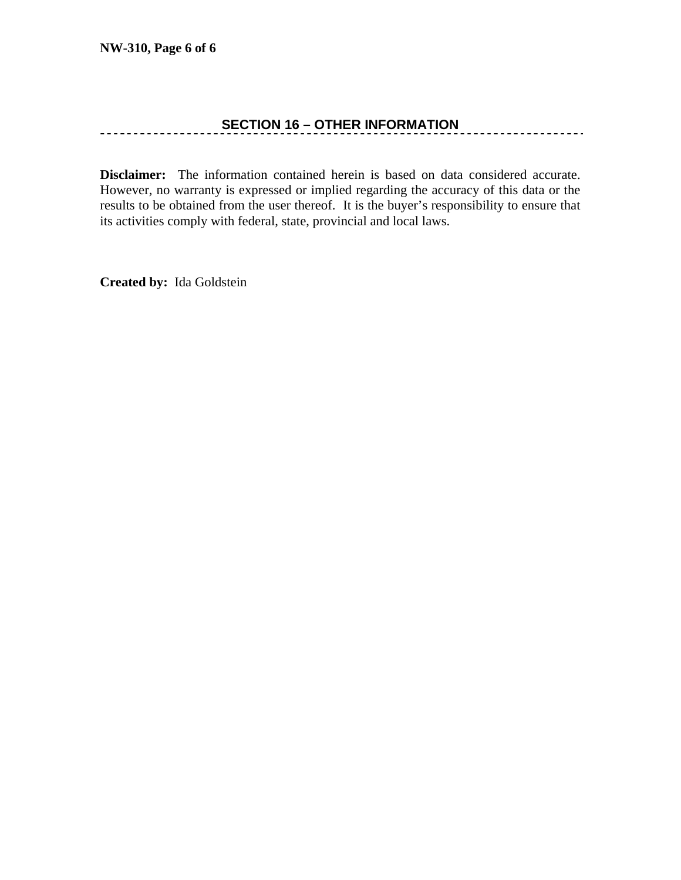## SECTION 16 – OTHER INFORMATION

**Disclaimer:** The information contained herein is based on data considered accurate. However, no warranty is expressed or implied regarding the accuracy of this data or the results to be obtained from the user thereof. It is the buyer's responsibility to ensure that its activities comply with federal, state, provincial and local laws.

**Created by:** Ida Goldstein